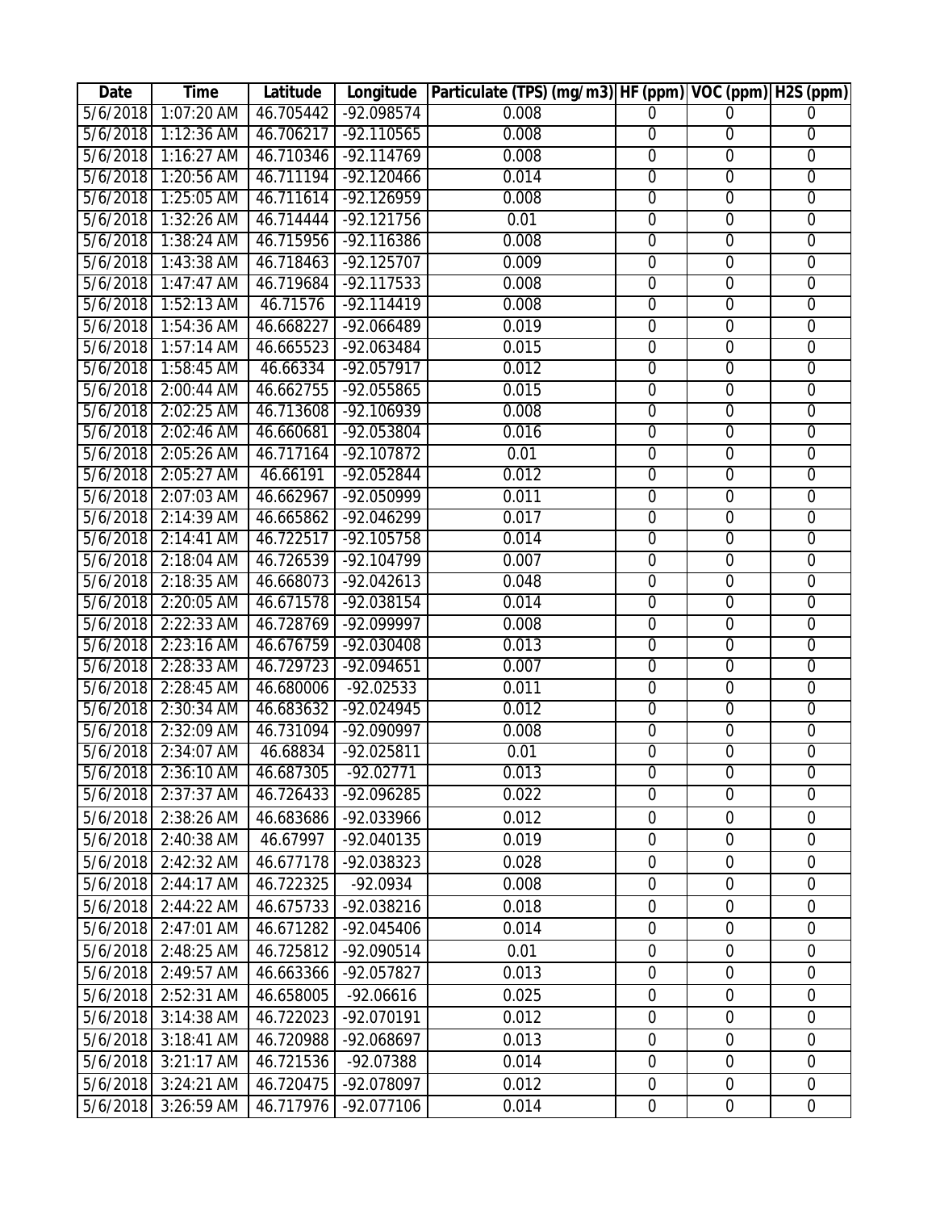| Date | Time | Latitude | Longitude | Particulate (TPS) (mg/m3) | HF (ppm) | VOC (ppm) | H2S (ppm) |
|---|---|---|---|---|---|---|---|
| 5/6/2018 | 1:07:20 AM | 46.705442 | -92.098574 | 0.008 | 0 | 0 | 0 |
| 5/6/2018 | 1:12:36 AM | 46.706217 | -92.110565 | 0.008 | 0 | 0 | 0 |
| 5/6/2018 | 1:16:27 AM | 46.710346 | -92.114769 | 0.008 | 0 | 0 | 0 |
| 5/6/2018 | 1:20:56 AM | 46.711194 | -92.120466 | 0.014 | 0 | 0 | 0 |
| 5/6/2018 | 1:25:05 AM | 46.711614 | -92.126959 | 0.008 | 0 | 0 | 0 |
| 5/6/2018 | 1:32:26 AM | 46.714444 | -92.121756 | 0.01 | 0 | 0 | 0 |
| 5/6/2018 | 1:38:24 AM | 46.715956 | -92.116386 | 0.008 | 0 | 0 | 0 |
| 5/6/2018 | 1:43:38 AM | 46.718463 | -92.125707 | 0.009 | 0 | 0 | 0 |
| 5/6/2018 | 1:47:47 AM | 46.719684 | -92.117533 | 0.008 | 0 | 0 | 0 |
| 5/6/2018 | 1:52:13 AM | 46.71576 | -92.114419 | 0.008 | 0 | 0 | 0 |
| 5/6/2018 | 1:54:36 AM | 46.668227 | -92.066489 | 0.019 | 0 | 0 | 0 |
| 5/6/2018 | 1:57:14 AM | 46.665523 | -92.063484 | 0.015 | 0 | 0 | 0 |
| 5/6/2018 | 1:58:45 AM | 46.66334 | -92.057917 | 0.012 | 0 | 0 | 0 |
| 5/6/2018 | 2:00:44 AM | 46.662755 | -92.055865 | 0.015 | 0 | 0 | 0 |
| 5/6/2018 | 2:02:25 AM | 46.713608 | -92.106939 | 0.008 | 0 | 0 | 0 |
| 5/6/2018 | 2:02:46 AM | 46.660681 | -92.053804 | 0.016 | 0 | 0 | 0 |
| 5/6/2018 | 2:05:26 AM | 46.717164 | -92.107872 | 0.01 | 0 | 0 | 0 |
| 5/6/2018 | 2:05:27 AM | 46.66191 | -92.052844 | 0.012 | 0 | 0 | 0 |
| 5/6/2018 | 2:07:03 AM | 46.662967 | -92.050999 | 0.011 | 0 | 0 | 0 |
| 5/6/2018 | 2:14:39 AM | 46.665862 | -92.046299 | 0.017 | 0 | 0 | 0 |
| 5/6/2018 | 2:14:41 AM | 46.722517 | -92.105758 | 0.014 | 0 | 0 | 0 |
| 5/6/2018 | 2:18:04 AM | 46.726539 | -92.104799 | 0.007 | 0 | 0 | 0 |
| 5/6/2018 | 2:18:35 AM | 46.668073 | -92.042613 | 0.048 | 0 | 0 | 0 |
| 5/6/2018 | 2:20:05 AM | 46.671578 | -92.038154 | 0.014 | 0 | 0 | 0 |
| 5/6/2018 | 2:22:33 AM | 46.728769 | -92.099997 | 0.008 | 0 | 0 | 0 |
| 5/6/2018 | 2:23:16 AM | 46.676759 | -92.030408 | 0.013 | 0 | 0 | 0 |
| 5/6/2018 | 2:28:33 AM | 46.729723 | -92.094651 | 0.007 | 0 | 0 | 0 |
| 5/6/2018 | 2:28:45 AM | 46.680006 | -92.02533 | 0.011 | 0 | 0 | 0 |
| 5/6/2018 | 2:30:34 AM | 46.683632 | -92.024945 | 0.012 | 0 | 0 | 0 |
| 5/6/2018 | 2:32:09 AM | 46.731094 | -92.090997 | 0.008 | 0 | 0 | 0 |
| 5/6/2018 | 2:34:07 AM | 46.68834 | -92.025811 | 0.01 | 0 | 0 | 0 |
| 5/6/2018 | 2:36:10 AM | 46.687305 | -92.02771 | 0.013 | 0 | 0 | 0 |
| 5/6/2018 | 2:37:37 AM | 46.726433 | -92.096285 | 0.022 | 0 | 0 | 0 |
| 5/6/2018 | 2:38:26 AM | 46.683686 | -92.033966 | 0.012 | 0 | 0 | 0 |
| 5/6/2018 | 2:40:38 AM | 46.67997 | -92.040135 | 0.019 | 0 | 0 | 0 |
| 5/6/2018 | 2:42:32 AM | 46.677178 | -92.038323 | 0.028 | 0 | 0 | 0 |
| 5/6/2018 | 2:44:17 AM | 46.722325 | -92.0934 | 0.008 | 0 | 0 | 0 |
| 5/6/2018 | 2:44:22 AM | 46.675733 | -92.038216 | 0.018 | 0 | 0 | 0 |
| 5/6/2018 | 2:47:01 AM | 46.671282 | -92.045406 | 0.014 | 0 | 0 | 0 |
| 5/6/2018 | 2:48:25 AM | 46.725812 | -92.090514 | 0.01 | 0 | 0 | 0 |
| 5/6/2018 | 2:49:57 AM | 46.663366 | -92.057827 | 0.013 | 0 | 0 | 0 |
| 5/6/2018 | 2:52:31 AM | 46.658005 | -92.06616 | 0.025 | 0 | 0 | 0 |
| 5/6/2018 | 3:14:38 AM | 46.722023 | -92.070191 | 0.012 | 0 | 0 | 0 |
| 5/6/2018 | 3:18:41 AM | 46.720988 | -92.068697 | 0.013 | 0 | 0 | 0 |
| 5/6/2018 | 3:21:17 AM | 46.721536 | -92.07388 | 0.014 | 0 | 0 | 0 |
| 5/6/2018 | 3:24:21 AM | 46.720475 | -92.078097 | 0.012 | 0 | 0 | 0 |
| 5/6/2018 | 3:26:59 AM | 46.717976 | -92.077106 | 0.014 | 0 | 0 | 0 |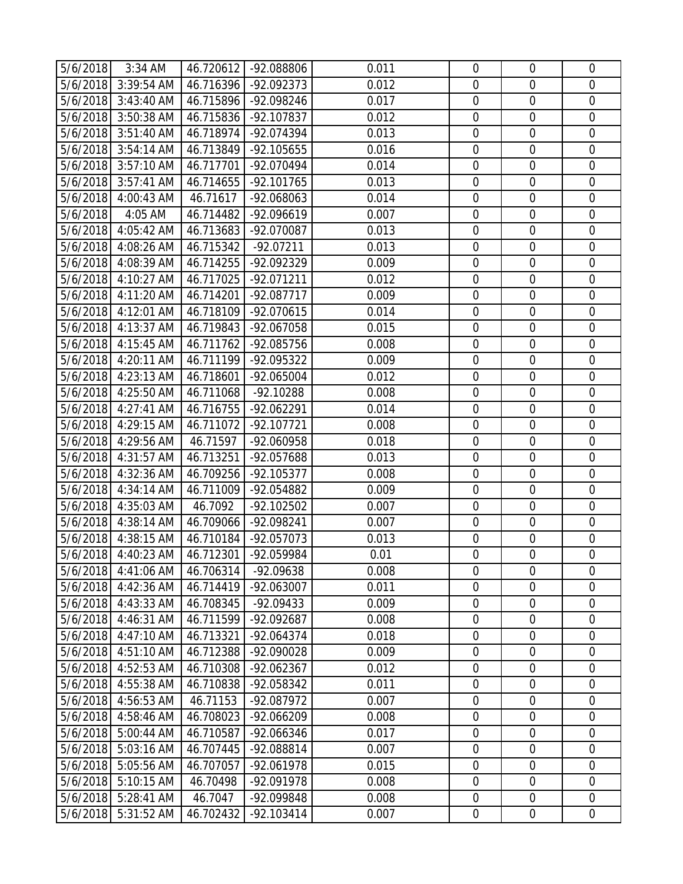| 5/6/2018 | 3:34 AM | 46.720612 | -92.088806 | 0.011 | 0 | 0 | 0 |
|---|---|---|---|---|---|---|---|
| 5/6/2018 | 3:39:54 AM | 46.716396 | -92.092373 | 0.012 | 0 | 0 | 0 |
| 5/6/2018 | 3:43:40 AM | 46.715896 | -92.098246 | 0.017 | 0 | 0 | 0 |
| 5/6/2018 | 3:50:38 AM | 46.715836 | -92.107837 | 0.012 | 0 | 0 | 0 |
| 5/6/2018 | 3:51:40 AM | 46.718974 | -92.074394 | 0.013 | 0 | 0 | 0 |
| 5/6/2018 | 3:54:14 AM | 46.713849 | -92.105655 | 0.016 | 0 | 0 | 0 |
| 5/6/2018 | 3:57:10 AM | 46.717701 | -92.070494 | 0.014 | 0 | 0 | 0 |
| 5/6/2018 | 3:57:41 AM | 46.714655 | -92.101765 | 0.013 | 0 | 0 | 0 |
| 5/6/2018 | 4:00:43 AM | 46.71617 | -92.068063 | 0.014 | 0 | 0 | 0 |
| 5/6/2018 | 4:05 AM | 46.714482 | -92.096619 | 0.007 | 0 | 0 | 0 |
| 5/6/2018 | 4:05:42 AM | 46.713683 | -92.070087 | 0.013 | 0 | 0 | 0 |
| 5/6/2018 | 4:08:26 AM | 46.715342 | -92.07211 | 0.013 | 0 | 0 | 0 |
| 5/6/2018 | 4:08:39 AM | 46.714255 | -92.092329 | 0.009 | 0 | 0 | 0 |
| 5/6/2018 | 4:10:27 AM | 46.717025 | -92.071211 | 0.012 | 0 | 0 | 0 |
| 5/6/2018 | 4:11:20 AM | 46.714201 | -92.087717 | 0.009 | 0 | 0 | 0 |
| 5/6/2018 | 4:12:01 AM | 46.718109 | -92.070615 | 0.014 | 0 | 0 | 0 |
| 5/6/2018 | 4:13:37 AM | 46.719843 | -92.067058 | 0.015 | 0 | 0 | 0 |
| 5/6/2018 | 4:15:45 AM | 46.711762 | -92.085756 | 0.008 | 0 | 0 | 0 |
| 5/6/2018 | 4:20:11 AM | 46.711199 | -92.095322 | 0.009 | 0 | 0 | 0 |
| 5/6/2018 | 4:23:13 AM | 46.718601 | -92.065004 | 0.012 | 0 | 0 | 0 |
| 5/6/2018 | 4:25:50 AM | 46.711068 | -92.10288 | 0.008 | 0 | 0 | 0 |
| 5/6/2018 | 4:27:41 AM | 46.716755 | -92.062291 | 0.014 | 0 | 0 | 0 |
| 5/6/2018 | 4:29:15 AM | 46.711072 | -92.107721 | 0.008 | 0 | 0 | 0 |
| 5/6/2018 | 4:29:56 AM | 46.71597 | -92.060958 | 0.018 | 0 | 0 | 0 |
| 5/6/2018 | 4:31:57 AM | 46.713251 | -92.057688 | 0.013 | 0 | 0 | 0 |
| 5/6/2018 | 4:32:36 AM | 46.709256 | -92.105377 | 0.008 | 0 | 0 | 0 |
| 5/6/2018 | 4:34:14 AM | 46.711009 | -92.054882 | 0.009 | 0 | 0 | 0 |
| 5/6/2018 | 4:35:03 AM | 46.7092 | -92.102502 | 0.007 | 0 | 0 | 0 |
| 5/6/2018 | 4:38:14 AM | 46.709066 | -92.098241 | 0.007 | 0 | 0 | 0 |
| 5/6/2018 | 4:38:15 AM | 46.710184 | -92.057073 | 0.013 | 0 | 0 | 0 |
| 5/6/2018 | 4:40:23 AM | 46.712301 | -92.059984 | 0.01 | 0 | 0 | 0 |
| 5/6/2018 | 4:41:06 AM | 46.706314 | -92.09638 | 0.008 | 0 | 0 | 0 |
| 5/6/2018 | 4:42:36 AM | 46.714419 | -92.063007 | 0.011 | 0 | 0 | 0 |
| 5/6/2018 | 4:43:33 AM | 46.708345 | -92.09433 | 0.009 | 0 | 0 | 0 |
| 5/6/2018 | 4:46:31 AM | 46.711599 | -92.092687 | 0.008 | 0 | 0 | 0 |
| 5/6/2018 | 4:47:10 AM | 46.713321 | -92.064374 | 0.018 | 0 | 0 | 0 |
| 5/6/2018 | 4:51:10 AM | 46.712388 | -92.090028 | 0.009 | 0 | 0 | 0 |
| 5/6/2018 | 4:52:53 AM | 46.710308 | -92.062367 | 0.012 | 0 | 0 | 0 |
| 5/6/2018 | 4:55:38 AM | 46.710838 | -92.058342 | 0.011 | 0 | 0 | 0 |
| 5/6/2018 | 4:56:53 AM | 46.71153 | -92.087972 | 0.007 | 0 | 0 | 0 |
| 5/6/2018 | 4:58:46 AM | 46.708023 | -92.066209 | 0.008 | 0 | 0 | 0 |
| 5/6/2018 | 5:00:44 AM | 46.710587 | -92.066346 | 0.017 | 0 | 0 | 0 |
| 5/6/2018 | 5:03:16 AM | 46.707445 | -92.088814 | 0.007 | 0 | 0 | 0 |
| 5/6/2018 | 5:05:56 AM | 46.707057 | -92.061978 | 0.015 | 0 | 0 | 0 |
| 5/6/2018 | 5:10:15 AM | 46.70498 | -92.091978 | 0.008 | 0 | 0 | 0 |
| 5/6/2018 | 5:28:41 AM | 46.7047 | -92.099848 | 0.008 | 0 | 0 | 0 |
| 5/6/2018 | 5:31:52 AM | 46.702432 | -92.103414 | 0.007 | 0 | 0 | 0 |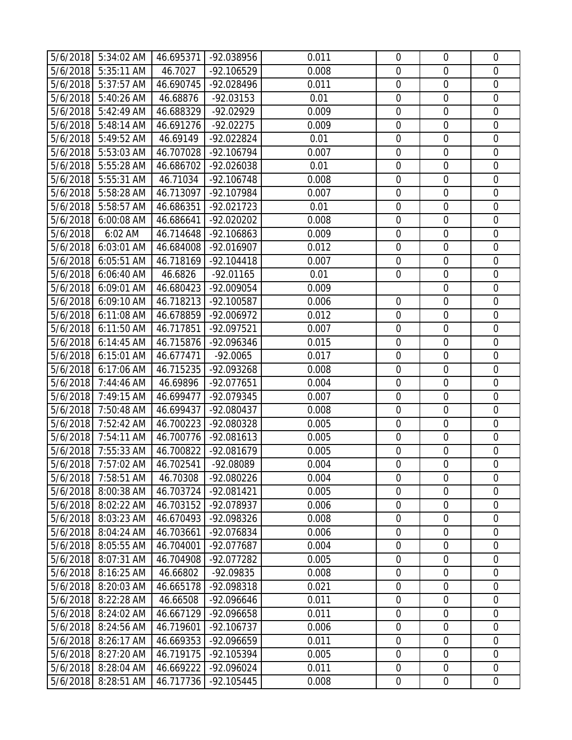| | | | | | | | |
|---|---|---|---|---|---|---|---|
| 5/6/2018 | 5:34:02 AM | 46.695371 | -92.038956 | 0.011 | 0 | 0 | 0 |
| 5/6/2018 | 5:35:11 AM | 46.7027 | -92.106529 | 0.008 | 0 | 0 | 0 |
| 5/6/2018 | 5:37:57 AM | 46.690745 | -92.028496 | 0.011 | 0 | 0 | 0 |
| 5/6/2018 | 5:40:26 AM | 46.68876 | -92.03153 | 0.01 | 0 | 0 | 0 |
| 5/6/2018 | 5:42:49 AM | 46.688329 | -92.02929 | 0.009 | 0 | 0 | 0 |
| 5/6/2018 | 5:48:14 AM | 46.691276 | -92.02275 | 0.009 | 0 | 0 | 0 |
| 5/6/2018 | 5:49:52 AM | 46.69149 | -92.022824 | 0.01 | 0 | 0 | 0 |
| 5/6/2018 | 5:53:03 AM | 46.707028 | -92.106794 | 0.007 | 0 | 0 | 0 |
| 5/6/2018 | 5:55:28 AM | 46.686702 | -92.026038 | 0.01 | 0 | 0 | 0 |
| 5/6/2018 | 5:55:31 AM | 46.71034 | -92.106748 | 0.008 | 0 | 0 | 0 |
| 5/6/2018 | 5:58:28 AM | 46.713097 | -92.107984 | 0.007 | 0 | 0 | 0 |
| 5/6/2018 | 5:58:57 AM | 46.686351 | -92.021723 | 0.01 | 0 | 0 | 0 |
| 5/6/2018 | 6:00:08 AM | 46.686641 | -92.020202 | 0.008 | 0 | 0 | 0 |
| 5/6/2018 | 6:02 AM | 46.714648 | -92.106863 | 0.009 | 0 | 0 | 0 |
| 5/6/2018 | 6:03:01 AM | 46.684008 | -92.016907 | 0.012 | 0 | 0 | 0 |
| 5/6/2018 | 6:05:51 AM | 46.718169 | -92.104418 | 0.007 | 0 | 0 | 0 |
| 5/6/2018 | 6:06:40 AM | 46.6826 | -92.01165 | 0.01 | 0 | 0 | 0 |
| 5/6/2018 | 6:09:01 AM | 46.680423 | -92.009054 | 0.009 | | 0 | 0 |
| 5/6/2018 | 6:09:10 AM | 46.718213 | -92.100587 | 0.006 | 0 | 0 | 0 |
| 5/6/2018 | 6:11:08 AM | 46.678859 | -92.006972 | 0.012 | 0 | 0 | 0 |
| 5/6/2018 | 6:11:50 AM | 46.717851 | -92.097521 | 0.007 | 0 | 0 | 0 |
| 5/6/2018 | 6:14:45 AM | 46.715876 | -92.096346 | 0.015 | 0 | 0 | 0 |
| 5/6/2018 | 6:15:01 AM | 46.677471 | -92.0065 | 0.017 | 0 | 0 | 0 |
| 5/6/2018 | 6:17:06 AM | 46.715235 | -92.093268 | 0.008 | 0 | 0 | 0 |
| 5/6/2018 | 7:44:46 AM | 46.69896 | -92.077651 | 0.004 | 0 | 0 | 0 |
| 5/6/2018 | 7:49:15 AM | 46.699477 | -92.079345 | 0.007 | 0 | 0 | 0 |
| 5/6/2018 | 7:50:48 AM | 46.699437 | -92.080437 | 0.008 | 0 | 0 | 0 |
| 5/6/2018 | 7:52:42 AM | 46.700223 | -92.080328 | 0.005 | 0 | 0 | 0 |
| 5/6/2018 | 7:54:11 AM | 46.700776 | -92.081613 | 0.005 | 0 | 0 | 0 |
| 5/6/2018 | 7:55:33 AM | 46.700822 | -92.081679 | 0.005 | 0 | 0 | 0 |
| 5/6/2018 | 7:57:02 AM | 46.702541 | -92.08089 | 0.004 | 0 | 0 | 0 |
| 5/6/2018 | 7:58:51 AM | 46.70308 | -92.080226 | 0.004 | 0 | 0 | 0 |
| 5/6/2018 | 8:00:38 AM | 46.703724 | -92.081421 | 0.005 | 0 | 0 | 0 |
| 5/6/2018 | 8:02:22 AM | 46.703152 | -92.078937 | 0.006 | 0 | 0 | 0 |
| 5/6/2018 | 8:03:23 AM | 46.670493 | -92.098326 | 0.008 | 0 | 0 | 0 |
| 5/6/2018 | 8:04:24 AM | 46.703661 | -92.076834 | 0.006 | 0 | 0 | 0 |
| 5/6/2018 | 8:05:55 AM | 46.704001 | -92.077687 | 0.004 | 0 | 0 | 0 |
| 5/6/2018 | 8:07:31 AM | 46.704908 | -92.077282 | 0.005 | 0 | 0 | 0 |
| 5/6/2018 | 8:16:25 AM | 46.66802 | -92.09835 | 0.008 | 0 | 0 | 0 |
| 5/6/2018 | 8:20:03 AM | 46.665178 | -92.098318 | 0.021 | 0 | 0 | 0 |
| 5/6/2018 | 8:22:28 AM | 46.66508 | -92.096646 | 0.011 | 0 | 0 | 0 |
| 5/6/2018 | 8:24:02 AM | 46.667129 | -92.096658 | 0.011 | 0 | 0 | 0 |
| 5/6/2018 | 8:24:56 AM | 46.719601 | -92.106737 | 0.006 | 0 | 0 | 0 |
| 5/6/2018 | 8:26:17 AM | 46.669353 | -92.096659 | 0.011 | 0 | 0 | 0 |
| 5/6/2018 | 8:27:20 AM | 46.719175 | -92.105394 | 0.005 | 0 | 0 | 0 |
| 5/6/2018 | 8:28:04 AM | 46.669222 | -92.096024 | 0.011 | 0 | 0 | 0 |
| 5/6/2018 | 8:28:51 AM | 46.717736 | -92.105445 | 0.008 | 0 | 0 | 0 |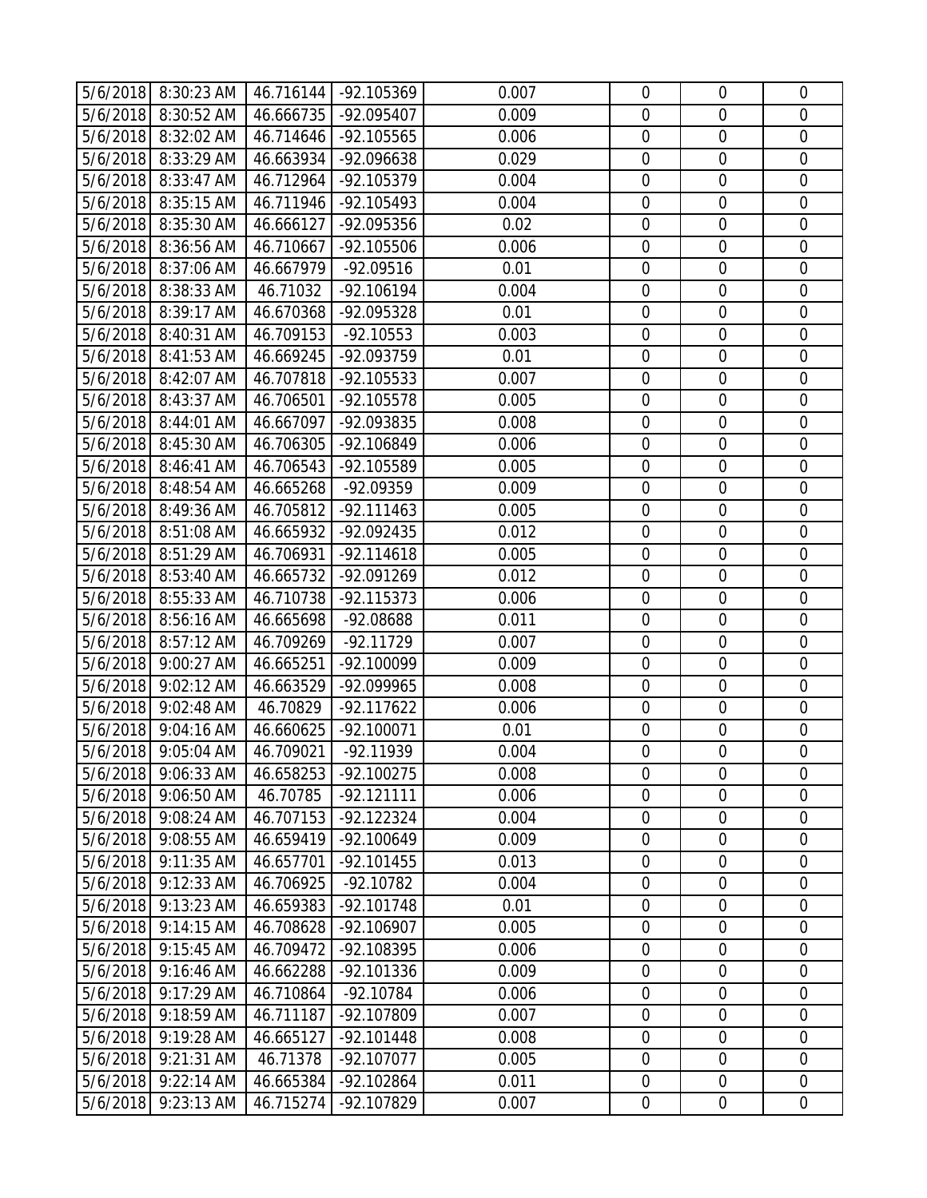| 5/6/2018 | 8:30:23 AM | 46.716144 | -92.105369 | 0.007 | 0 | 0 | 0 |
|---|---|---|---|---|---|---|---|
| 5/6/2018 | 8:30:52 AM | 46.666735 | -92.095407 | 0.009 | 0 | 0 | 0 |
| 5/6/2018 | 8:32:02 AM | 46.714646 | -92.105565 | 0.006 | 0 | 0 | 0 |
| 5/6/2018 | 8:33:29 AM | 46.663934 | -92.096638 | 0.029 | 0 | 0 | 0 |
| 5/6/2018 | 8:33:47 AM | 46.712964 | -92.105379 | 0.004 | 0 | 0 | 0 |
| 5/6/2018 | 8:35:15 AM | 46.711946 | -92.105493 | 0.004 | 0 | 0 | 0 |
| 5/6/2018 | 8:35:30 AM | 46.666127 | -92.095356 | 0.02 | 0 | 0 | 0 |
| 5/6/2018 | 8:36:56 AM | 46.710667 | -92.105506 | 0.006 | 0 | 0 | 0 |
| 5/6/2018 | 8:37:06 AM | 46.667979 | -92.09516 | 0.01 | 0 | 0 | 0 |
| 5/6/2018 | 8:38:33 AM | 46.71032 | -92.106194 | 0.004 | 0 | 0 | 0 |
| 5/6/2018 | 8:39:17 AM | 46.670368 | -92.095328 | 0.01 | 0 | 0 | 0 |
| 5/6/2018 | 8:40:31 AM | 46.709153 | -92.10553 | 0.003 | 0 | 0 | 0 |
| 5/6/2018 | 8:41:53 AM | 46.669245 | -92.093759 | 0.01 | 0 | 0 | 0 |
| 5/6/2018 | 8:42:07 AM | 46.707818 | -92.105533 | 0.007 | 0 | 0 | 0 |
| 5/6/2018 | 8:43:37 AM | 46.706501 | -92.105578 | 0.005 | 0 | 0 | 0 |
| 5/6/2018 | 8:44:01 AM | 46.667097 | -92.093835 | 0.008 | 0 | 0 | 0 |
| 5/6/2018 | 8:45:30 AM | 46.706305 | -92.106849 | 0.006 | 0 | 0 | 0 |
| 5/6/2018 | 8:46:41 AM | 46.706543 | -92.105589 | 0.005 | 0 | 0 | 0 |
| 5/6/2018 | 8:48:54 AM | 46.665268 | -92.09359 | 0.009 | 0 | 0 | 0 |
| 5/6/2018 | 8:49:36 AM | 46.705812 | -92.111463 | 0.005 | 0 | 0 | 0 |
| 5/6/2018 | 8:51:08 AM | 46.665932 | -92.092435 | 0.012 | 0 | 0 | 0 |
| 5/6/2018 | 8:51:29 AM | 46.706931 | -92.114618 | 0.005 | 0 | 0 | 0 |
| 5/6/2018 | 8:53:40 AM | 46.665732 | -92.091269 | 0.012 | 0 | 0 | 0 |
| 5/6/2018 | 8:55:33 AM | 46.710738 | -92.115373 | 0.006 | 0 | 0 | 0 |
| 5/6/2018 | 8:56:16 AM | 46.665698 | -92.08688 | 0.011 | 0 | 0 | 0 |
| 5/6/2018 | 8:57:12 AM | 46.709269 | -92.11729 | 0.007 | 0 | 0 | 0 |
| 5/6/2018 | 9:00:27 AM | 46.665251 | -92.100099 | 0.009 | 0 | 0 | 0 |
| 5/6/2018 | 9:02:12 AM | 46.663529 | -92.099965 | 0.008 | 0 | 0 | 0 |
| 5/6/2018 | 9:02:48 AM | 46.70829 | -92.117622 | 0.006 | 0 | 0 | 0 |
| 5/6/2018 | 9:04:16 AM | 46.660625 | -92.100071 | 0.01 | 0 | 0 | 0 |
| 5/6/2018 | 9:05:04 AM | 46.709021 | -92.11939 | 0.004 | 0 | 0 | 0 |
| 5/6/2018 | 9:06:33 AM | 46.658253 | -92.100275 | 0.008 | 0 | 0 | 0 |
| 5/6/2018 | 9:06:50 AM | 46.70785 | -92.121111 | 0.006 | 0 | 0 | 0 |
| 5/6/2018 | 9:08:24 AM | 46.707153 | -92.122324 | 0.004 | 0 | 0 | 0 |
| 5/6/2018 | 9:08:55 AM | 46.659419 | -92.100649 | 0.009 | 0 | 0 | 0 |
| 5/6/2018 | 9:11:35 AM | 46.657701 | -92.101455 | 0.013 | 0 | 0 | 0 |
| 5/6/2018 | 9:12:33 AM | 46.706925 | -92.10782 | 0.004 | 0 | 0 | 0 |
| 5/6/2018 | 9:13:23 AM | 46.659383 | -92.101748 | 0.01 | 0 | 0 | 0 |
| 5/6/2018 | 9:14:15 AM | 46.708628 | -92.106907 | 0.005 | 0 | 0 | 0 |
| 5/6/2018 | 9:15:45 AM | 46.709472 | -92.108395 | 0.006 | 0 | 0 | 0 |
| 5/6/2018 | 9:16:46 AM | 46.662288 | -92.101336 | 0.009 | 0 | 0 | 0 |
| 5/6/2018 | 9:17:29 AM | 46.710864 | -92.10784 | 0.006 | 0 | 0 | 0 |
| 5/6/2018 | 9:18:59 AM | 46.711187 | -92.107809 | 0.007 | 0 | 0 | 0 |
| 5/6/2018 | 9:19:28 AM | 46.665127 | -92.101448 | 0.008 | 0 | 0 | 0 |
| 5/6/2018 | 9:21:31 AM | 46.71378 | -92.107077 | 0.005 | 0 | 0 | 0 |
| 5/6/2018 | 9:22:14 AM | 46.665384 | -92.102864 | 0.011 | 0 | 0 | 0 |
| 5/6/2018 | 9:23:13 AM | 46.715274 | -92.107829 | 0.007 | 0 | 0 | 0 |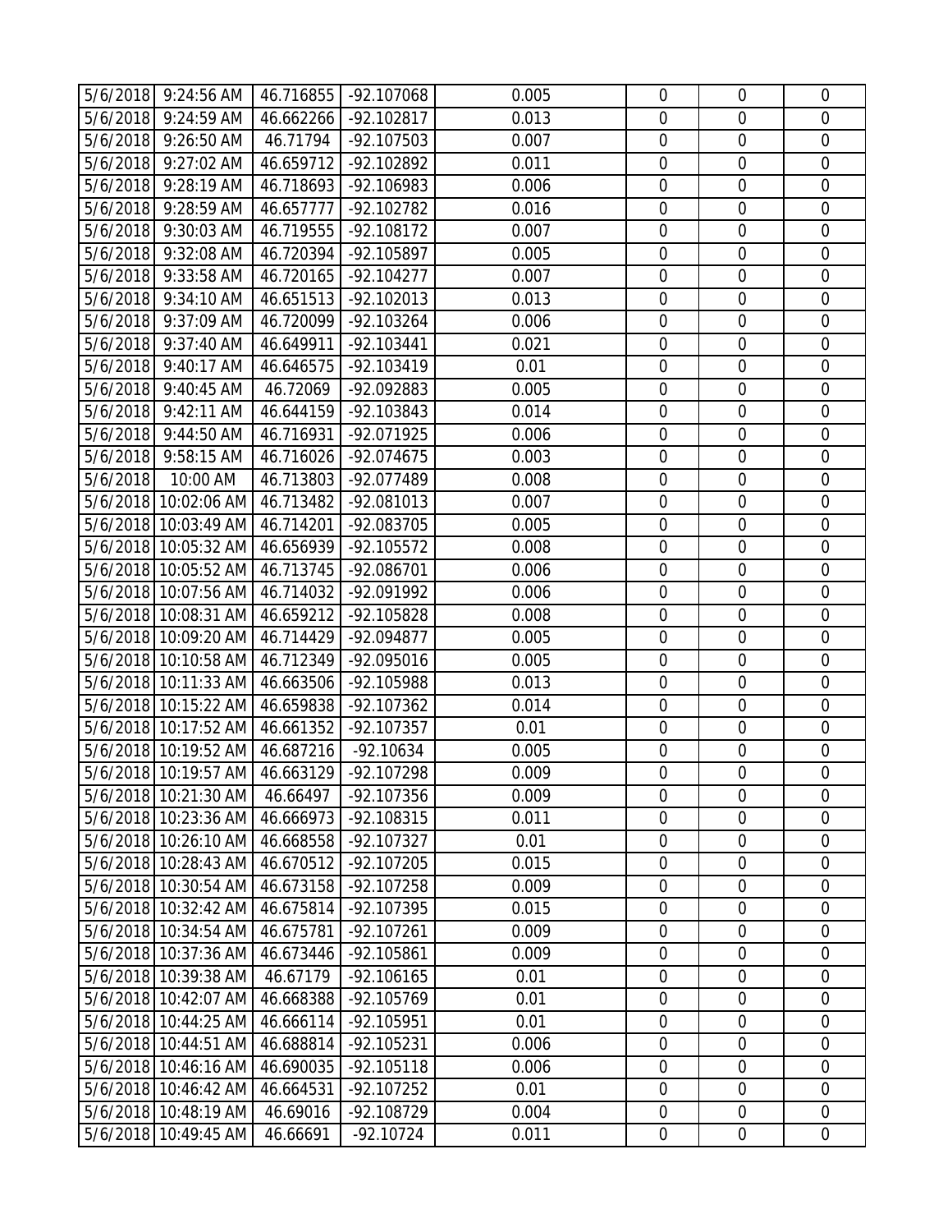| | | | | | | | |
|---|---|---|---|---|---|---|---|
| 5/6/2018 | 9:24:56 AM | 46.716855 | -92.107068 | 0.005 | 0 | 0 | 0 |
| 5/6/2018 | 9:24:59 AM | 46.662266 | -92.102817 | 0.013 | 0 | 0 | 0 |
| 5/6/2018 | 9:26:50 AM | 46.71794 | -92.107503 | 0.007 | 0 | 0 | 0 |
| 5/6/2018 | 9:27:02 AM | 46.659712 | -92.102892 | 0.011 | 0 | 0 | 0 |
| 5/6/2018 | 9:28:19 AM | 46.718693 | -92.106983 | 0.006 | 0 | 0 | 0 |
| 5/6/2018 | 9:28:59 AM | 46.657777 | -92.102782 | 0.016 | 0 | 0 | 0 |
| 5/6/2018 | 9:30:03 AM | 46.719555 | -92.108172 | 0.007 | 0 | 0 | 0 |
| 5/6/2018 | 9:32:08 AM | 46.720394 | -92.105897 | 0.005 | 0 | 0 | 0 |
| 5/6/2018 | 9:33:58 AM | 46.720165 | -92.104277 | 0.007 | 0 | 0 | 0 |
| 5/6/2018 | 9:34:10 AM | 46.651513 | -92.102013 | 0.013 | 0 | 0 | 0 |
| 5/6/2018 | 9:37:09 AM | 46.720099 | -92.103264 | 0.006 | 0 | 0 | 0 |
| 5/6/2018 | 9:37:40 AM | 46.649911 | -92.103441 | 0.021 | 0 | 0 | 0 |
| 5/6/2018 | 9:40:17 AM | 46.646575 | -92.103419 | 0.01 | 0 | 0 | 0 |
| 5/6/2018 | 9:40:45 AM | 46.72069 | -92.092883 | 0.005 | 0 | 0 | 0 |
| 5/6/2018 | 9:42:11 AM | 46.644159 | -92.103843 | 0.014 | 0 | 0 | 0 |
| 5/6/2018 | 9:44:50 AM | 46.716931 | -92.071925 | 0.006 | 0 | 0 | 0 |
| 5/6/2018 | 9:58:15 AM | 46.716026 | -92.074675 | 0.003 | 0 | 0 | 0 |
| 5/6/2018 | 10:00 AM | 46.713803 | -92.077489 | 0.008 | 0 | 0 | 0 |
| 5/6/2018 | 10:02:06 AM | 46.713482 | -92.081013 | 0.007 | 0 | 0 | 0 |
| 5/6/2018 | 10:03:49 AM | 46.714201 | -92.083705 | 0.005 | 0 | 0 | 0 |
| 5/6/2018 | 10:05:32 AM | 46.656939 | -92.105572 | 0.008 | 0 | 0 | 0 |
| 5/6/2018 | 10:05:52 AM | 46.713745 | -92.086701 | 0.006 | 0 | 0 | 0 |
| 5/6/2018 | 10:07:56 AM | 46.714032 | -92.091992 | 0.006 | 0 | 0 | 0 |
| 5/6/2018 | 10:08:31 AM | 46.659212 | -92.105828 | 0.008 | 0 | 0 | 0 |
| 5/6/2018 | 10:09:20 AM | 46.714429 | -92.094877 | 0.005 | 0 | 0 | 0 |
| 5/6/2018 | 10:10:58 AM | 46.712349 | -92.095016 | 0.005 | 0 | 0 | 0 |
| 5/6/2018 | 10:11:33 AM | 46.663506 | -92.105988 | 0.013 | 0 | 0 | 0 |
| 5/6/2018 | 10:15:22 AM | 46.659838 | -92.107362 | 0.014 | 0 | 0 | 0 |
| 5/6/2018 | 10:17:52 AM | 46.661352 | -92.107357 | 0.01 | 0 | 0 | 0 |
| 5/6/2018 | 10:19:52 AM | 46.687216 | -92.10634 | 0.005 | 0 | 0 | 0 |
| 5/6/2018 | 10:19:57 AM | 46.663129 | -92.107298 | 0.009 | 0 | 0 | 0 |
| 5/6/2018 | 10:21:30 AM | 46.66497 | -92.107356 | 0.009 | 0 | 0 | 0 |
| 5/6/2018 | 10:23:36 AM | 46.666973 | -92.108315 | 0.011 | 0 | 0 | 0 |
| 5/6/2018 | 10:26:10 AM | 46.668558 | -92.107327 | 0.01 | 0 | 0 | 0 |
| 5/6/2018 | 10:28:43 AM | 46.670512 | -92.107205 | 0.015 | 0 | 0 | 0 |
| 5/6/2018 | 10:30:54 AM | 46.673158 | -92.107258 | 0.009 | 0 | 0 | 0 |
| 5/6/2018 | 10:32:42 AM | 46.675814 | -92.107395 | 0.015 | 0 | 0 | 0 |
| 5/6/2018 | 10:34:54 AM | 46.675781 | -92.107261 | 0.009 | 0 | 0 | 0 |
| 5/6/2018 | 10:37:36 AM | 46.673446 | -92.105861 | 0.009 | 0 | 0 | 0 |
| 5/6/2018 | 10:39:38 AM | 46.67179 | -92.106165 | 0.01 | 0 | 0 | 0 |
| 5/6/2018 | 10:42:07 AM | 46.668388 | -92.105769 | 0.01 | 0 | 0 | 0 |
| 5/6/2018 | 10:44:25 AM | 46.666114 | -92.105951 | 0.01 | 0 | 0 | 0 |
| 5/6/2018 | 10:44:51 AM | 46.688814 | -92.105231 | 0.006 | 0 | 0 | 0 |
| 5/6/2018 | 10:46:16 AM | 46.690035 | -92.105118 | 0.006 | 0 | 0 | 0 |
| 5/6/2018 | 10:46:42 AM | 46.664531 | -92.107252 | 0.01 | 0 | 0 | 0 |
| 5/6/2018 | 10:48:19 AM | 46.69016 | -92.108729 | 0.004 | 0 | 0 | 0 |
| 5/6/2018 | 10:49:45 AM | 46.66691 | -92.10724 | 0.011 | 0 | 0 | 0 |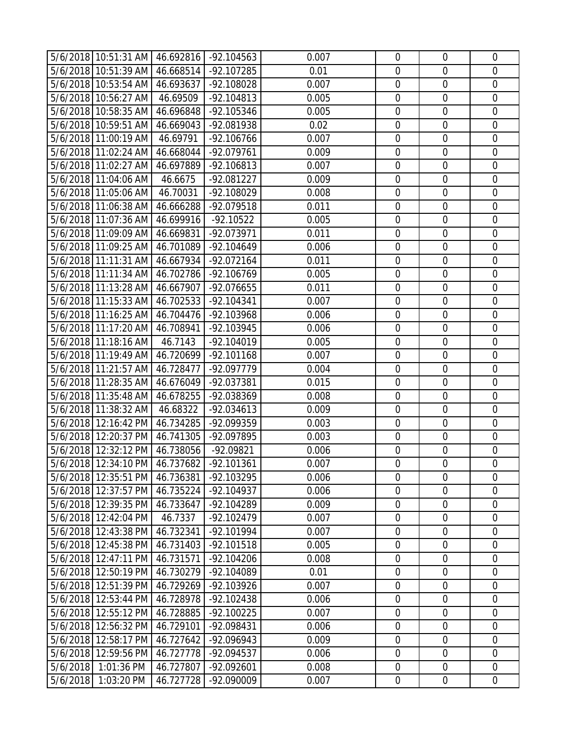| | | | | | | | |
|---|---|---|---|---|---|---|---|
| 5/6/2018 | 10:51:31 AM | 46.692816 | -92.104563 | 0.007 | 0 | 0 | 0 |
| 5/6/2018 | 10:51:39 AM | 46.668514 | -92.107285 | 0.01 | 0 | 0 | 0 |
| 5/6/2018 | 10:53:54 AM | 46.693637 | -92.108028 | 0.007 | 0 | 0 | 0 |
| 5/6/2018 | 10:56:27 AM | 46.69509 | -92.104813 | 0.005 | 0 | 0 | 0 |
| 5/6/2018 | 10:58:35 AM | 46.696848 | -92.105346 | 0.005 | 0 | 0 | 0 |
| 5/6/2018 | 10:59:51 AM | 46.669043 | -92.081938 | 0.02 | 0 | 0 | 0 |
| 5/6/2018 | 11:00:19 AM | 46.69791 | -92.106766 | 0.007 | 0 | 0 | 0 |
| 5/6/2018 | 11:02:24 AM | 46.668044 | -92.079761 | 0.009 | 0 | 0 | 0 |
| 5/6/2018 | 11:02:27 AM | 46.697889 | -92.106813 | 0.007 | 0 | 0 | 0 |
| 5/6/2018 | 11:04:06 AM | 46.6675 | -92.081227 | 0.009 | 0 | 0 | 0 |
| 5/6/2018 | 11:05:06 AM | 46.70031 | -92.108029 | 0.008 | 0 | 0 | 0 |
| 5/6/2018 | 11:06:38 AM | 46.666288 | -92.079518 | 0.011 | 0 | 0 | 0 |
| 5/6/2018 | 11:07:36 AM | 46.699916 | -92.10522 | 0.005 | 0 | 0 | 0 |
| 5/6/2018 | 11:09:09 AM | 46.669831 | -92.073971 | 0.011 | 0 | 0 | 0 |
| 5/6/2018 | 11:09:25 AM | 46.701089 | -92.104649 | 0.006 | 0 | 0 | 0 |
| 5/6/2018 | 11:11:31 AM | 46.667934 | -92.072164 | 0.011 | 0 | 0 | 0 |
| 5/6/2018 | 11:11:34 AM | 46.702786 | -92.106769 | 0.005 | 0 | 0 | 0 |
| 5/6/2018 | 11:13:28 AM | 46.667907 | -92.076655 | 0.011 | 0 | 0 | 0 |
| 5/6/2018 | 11:15:33 AM | 46.702533 | -92.104341 | 0.007 | 0 | 0 | 0 |
| 5/6/2018 | 11:16:25 AM | 46.704476 | -92.103968 | 0.006 | 0 | 0 | 0 |
| 5/6/2018 | 11:17:20 AM | 46.708941 | -92.103945 | 0.006 | 0 | 0 | 0 |
| 5/6/2018 | 11:18:16 AM | 46.7143 | -92.104019 | 0.005 | 0 | 0 | 0 |
| 5/6/2018 | 11:19:49 AM | 46.720699 | -92.101168 | 0.007 | 0 | 0 | 0 |
| 5/6/2018 | 11:21:57 AM | 46.728477 | -92.097779 | 0.004 | 0 | 0 | 0 |
| 5/6/2018 | 11:28:35 AM | 46.676049 | -92.037381 | 0.015 | 0 | 0 | 0 |
| 5/6/2018 | 11:35:48 AM | 46.678255 | -92.038369 | 0.008 | 0 | 0 | 0 |
| 5/6/2018 | 11:38:32 AM | 46.68322 | -92.034613 | 0.009 | 0 | 0 | 0 |
| 5/6/2018 | 12:16:42 PM | 46.734285 | -92.099359 | 0.003 | 0 | 0 | 0 |
| 5/6/2018 | 12:20:37 PM | 46.741305 | -92.097895 | 0.003 | 0 | 0 | 0 |
| 5/6/2018 | 12:32:12 PM | 46.738056 | -92.09821 | 0.006 | 0 | 0 | 0 |
| 5/6/2018 | 12:34:10 PM | 46.737682 | -92.101361 | 0.007 | 0 | 0 | 0 |
| 5/6/2018 | 12:35:51 PM | 46.736381 | -92.103295 | 0.006 | 0 | 0 | 0 |
| 5/6/2018 | 12:37:57 PM | 46.735224 | -92.104937 | 0.006 | 0 | 0 | 0 |
| 5/6/2018 | 12:39:35 PM | 46.733647 | -92.104289 | 0.009 | 0 | 0 | 0 |
| 5/6/2018 | 12:42:04 PM | 46.7337 | -92.102479 | 0.007 | 0 | 0 | 0 |
| 5/6/2018 | 12:43:38 PM | 46.732341 | -92.101994 | 0.007 | 0 | 0 | 0 |
| 5/6/2018 | 12:45:38 PM | 46.731403 | -92.101518 | 0.005 | 0 | 0 | 0 |
| 5/6/2018 | 12:47:11 PM | 46.731571 | -92.104206 | 0.008 | 0 | 0 | 0 |
| 5/6/2018 | 12:50:19 PM | 46.730279 | -92.104089 | 0.01 | 0 | 0 | 0 |
| 5/6/2018 | 12:51:39 PM | 46.729269 | -92.103926 | 0.007 | 0 | 0 | 0 |
| 5/6/2018 | 12:53:44 PM | 46.728978 | -92.102438 | 0.006 | 0 | 0 | 0 |
| 5/6/2018 | 12:55:12 PM | 46.728885 | -92.100225 | 0.007 | 0 | 0 | 0 |
| 5/6/2018 | 12:56:32 PM | 46.729101 | -92.098431 | 0.006 | 0 | 0 | 0 |
| 5/6/2018 | 12:58:17 PM | 46.727642 | -92.096943 | 0.009 | 0 | 0 | 0 |
| 5/6/2018 | 12:59:56 PM | 46.727778 | -92.094537 | 0.006 | 0 | 0 | 0 |
| 5/6/2018 | 1:01:36 PM | 46.727807 | -92.092601 | 0.008 | 0 | 0 | 0 |
| 5/6/2018 | 1:03:20 PM | 46.727728 | -92.090009 | 0.007 | 0 | 0 | 0 |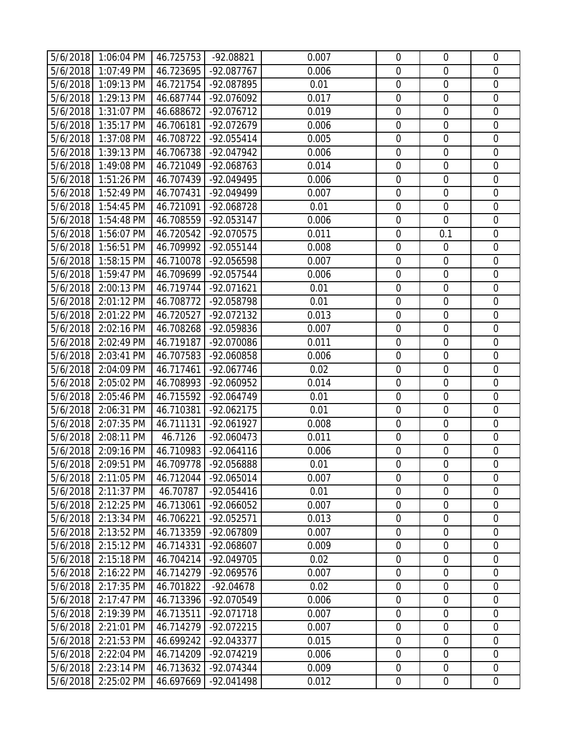| | | | | | | | |
|---|---|---|---|---|---|---|---|
| 5/6/2018 | 1:06:04 PM | 46.725753 | -92.08821 | 0.007 | 0 | 0 | 0 |
| 5/6/2018 | 1:07:49 PM | 46.723695 | -92.087767 | 0.006 | 0 | 0 | 0 |
| 5/6/2018 | 1:09:13 PM | 46.721754 | -92.087895 | 0.01 | 0 | 0 | 0 |
| 5/6/2018 | 1:29:13 PM | 46.687744 | -92.076092 | 0.017 | 0 | 0 | 0 |
| 5/6/2018 | 1:31:07 PM | 46.688672 | -92.076712 | 0.019 | 0 | 0 | 0 |
| 5/6/2018 | 1:35:17 PM | 46.706181 | -92.072679 | 0.006 | 0 | 0 | 0 |
| 5/6/2018 | 1:37:08 PM | 46.708722 | -92.055414 | 0.005 | 0 | 0 | 0 |
| 5/6/2018 | 1:39:13 PM | 46.706738 | -92.047942 | 0.006 | 0 | 0 | 0 |
| 5/6/2018 | 1:49:08 PM | 46.721049 | -92.068763 | 0.014 | 0 | 0 | 0 |
| 5/6/2018 | 1:51:26 PM | 46.707439 | -92.049495 | 0.006 | 0 | 0 | 0 |
| 5/6/2018 | 1:52:49 PM | 46.707431 | -92.049499 | 0.007 | 0 | 0 | 0 |
| 5/6/2018 | 1:54:45 PM | 46.721091 | -92.068728 | 0.01 | 0 | 0 | 0 |
| 5/6/2018 | 1:54:48 PM | 46.708559 | -92.053147 | 0.006 | 0 | 0 | 0 |
| 5/6/2018 | 1:56:07 PM | 46.720542 | -92.070575 | 0.011 | 0 | 0.1 | 0 |
| 5/6/2018 | 1:56:51 PM | 46.709992 | -92.055144 | 0.008 | 0 | 0 | 0 |
| 5/6/2018 | 1:58:15 PM | 46.710078 | -92.056598 | 0.007 | 0 | 0 | 0 |
| 5/6/2018 | 1:59:47 PM | 46.709699 | -92.057544 | 0.006 | 0 | 0 | 0 |
| 5/6/2018 | 2:00:13 PM | 46.719744 | -92.071621 | 0.01 | 0 | 0 | 0 |
| 5/6/2018 | 2:01:12 PM | 46.708772 | -92.058798 | 0.01 | 0 | 0 | 0 |
| 5/6/2018 | 2:01:22 PM | 46.720527 | -92.072132 | 0.013 | 0 | 0 | 0 |
| 5/6/2018 | 2:02:16 PM | 46.708268 | -92.059836 | 0.007 | 0 | 0 | 0 |
| 5/6/2018 | 2:02:49 PM | 46.719187 | -92.070086 | 0.011 | 0 | 0 | 0 |
| 5/6/2018 | 2:03:41 PM | 46.707583 | -92.060858 | 0.006 | 0 | 0 | 0 |
| 5/6/2018 | 2:04:09 PM | 46.717461 | -92.067746 | 0.02 | 0 | 0 | 0 |
| 5/6/2018 | 2:05:02 PM | 46.708993 | -92.060952 | 0.014 | 0 | 0 | 0 |
| 5/6/2018 | 2:05:46 PM | 46.715592 | -92.064749 | 0.01 | 0 | 0 | 0 |
| 5/6/2018 | 2:06:31 PM | 46.710381 | -92.062175 | 0.01 | 0 | 0 | 0 |
| 5/6/2018 | 2:07:35 PM | 46.711131 | -92.061927 | 0.008 | 0 | 0 | 0 |
| 5/6/2018 | 2:08:11 PM | 46.7126 | -92.060473 | 0.011 | 0 | 0 | 0 |
| 5/6/2018 | 2:09:16 PM | 46.710983 | -92.064116 | 0.006 | 0 | 0 | 0 |
| 5/6/2018 | 2:09:51 PM | 46.709778 | -92.056888 | 0.01 | 0 | 0 | 0 |
| 5/6/2018 | 2:11:05 PM | 46.712044 | -92.065014 | 0.007 | 0 | 0 | 0 |
| 5/6/2018 | 2:11:37 PM | 46.70787 | -92.054416 | 0.01 | 0 | 0 | 0 |
| 5/6/2018 | 2:12:25 PM | 46.713061 | -92.066052 | 0.007 | 0 | 0 | 0 |
| 5/6/2018 | 2:13:34 PM | 46.706221 | -92.052571 | 0.013 | 0 | 0 | 0 |
| 5/6/2018 | 2:13:52 PM | 46.713359 | -92.067809 | 0.007 | 0 | 0 | 0 |
| 5/6/2018 | 2:15:12 PM | 46.714331 | -92.068607 | 0.009 | 0 | 0 | 0 |
| 5/6/2018 | 2:15:18 PM | 46.704214 | -92.049705 | 0.02 | 0 | 0 | 0 |
| 5/6/2018 | 2:16:22 PM | 46.714279 | -92.069576 | 0.007 | 0 | 0 | 0 |
| 5/6/2018 | 2:17:35 PM | 46.701822 | -92.04678 | 0.02 | 0 | 0 | 0 |
| 5/6/2018 | 2:17:47 PM | 46.713396 | -92.070549 | 0.006 | 0 | 0 | 0 |
| 5/6/2018 | 2:19:39 PM | 46.713511 | -92.071718 | 0.007 | 0 | 0 | 0 |
| 5/6/2018 | 2:21:01 PM | 46.714279 | -92.072215 | 0.007 | 0 | 0 | 0 |
| 5/6/2018 | 2:21:53 PM | 46.699242 | -92.043377 | 0.015 | 0 | 0 | 0 |
| 5/6/2018 | 2:22:04 PM | 46.714209 | -92.074219 | 0.006 | 0 | 0 | 0 |
| 5/6/2018 | 2:23:14 PM | 46.713632 | -92.074344 | 0.009 | 0 | 0 | 0 |
| 5/6/2018 | 2:25:02 PM | 46.697669 | -92.041498 | 0.012 | 0 | 0 | 0 |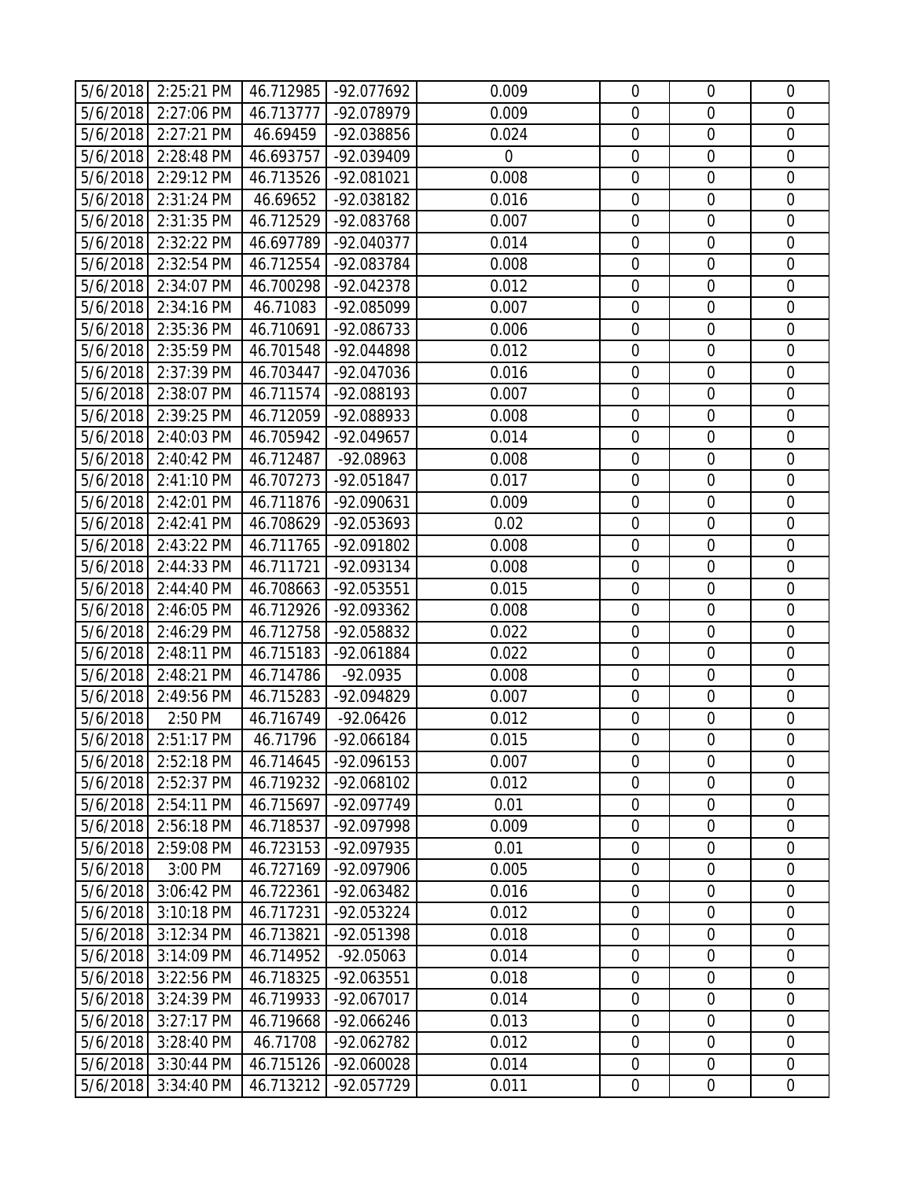| 5/6/2018 | 2:25:21 PM | 46.712985 | -92.077692 | 0.009 | 0 | 0 | 0 |
|---|---|---|---|---|---|---|---|
| 5/6/2018 | 2:27:06 PM | 46.713777 | -92.078979 | 0.009 | 0 | 0 | 0 |
| 5/6/2018 | 2:27:21 PM | 46.69459 | -92.038856 | 0.024 | 0 | 0 | 0 |
| 5/6/2018 | 2:28:48 PM | 46.693757 | -92.039409 | 0 | 0 | 0 | 0 |
| 5/6/2018 | 2:29:12 PM | 46.713526 | -92.081021 | 0.008 | 0 | 0 | 0 |
| 5/6/2018 | 2:31:24 PM | 46.69652 | -92.038182 | 0.016 | 0 | 0 | 0 |
| 5/6/2018 | 2:31:35 PM | 46.712529 | -92.083768 | 0.007 | 0 | 0 | 0 |
| 5/6/2018 | 2:32:22 PM | 46.697789 | -92.040377 | 0.014 | 0 | 0 | 0 |
| 5/6/2018 | 2:32:54 PM | 46.712554 | -92.083784 | 0.008 | 0 | 0 | 0 |
| 5/6/2018 | 2:34:07 PM | 46.700298 | -92.042378 | 0.012 | 0 | 0 | 0 |
| 5/6/2018 | 2:34:16 PM | 46.71083 | -92.085099 | 0.007 | 0 | 0 | 0 |
| 5/6/2018 | 2:35:36 PM | 46.710691 | -92.086733 | 0.006 | 0 | 0 | 0 |
| 5/6/2018 | 2:35:59 PM | 46.701548 | -92.044898 | 0.012 | 0 | 0 | 0 |
| 5/6/2018 | 2:37:39 PM | 46.703447 | -92.047036 | 0.016 | 0 | 0 | 0 |
| 5/6/2018 | 2:38:07 PM | 46.711574 | -92.088193 | 0.007 | 0 | 0 | 0 |
| 5/6/2018 | 2:39:25 PM | 46.712059 | -92.088933 | 0.008 | 0 | 0 | 0 |
| 5/6/2018 | 2:40:03 PM | 46.705942 | -92.049657 | 0.014 | 0 | 0 | 0 |
| 5/6/2018 | 2:40:42 PM | 46.712487 | -92.08963 | 0.008 | 0 | 0 | 0 |
| 5/6/2018 | 2:41:10 PM | 46.707273 | -92.051847 | 0.017 | 0 | 0 | 0 |
| 5/6/2018 | 2:42:01 PM | 46.711876 | -92.090631 | 0.009 | 0 | 0 | 0 |
| 5/6/2018 | 2:42:41 PM | 46.708629 | -92.053693 | 0.02 | 0 | 0 | 0 |
| 5/6/2018 | 2:43:22 PM | 46.711765 | -92.091802 | 0.008 | 0 | 0 | 0 |
| 5/6/2018 | 2:44:33 PM | 46.711721 | -92.093134 | 0.008 | 0 | 0 | 0 |
| 5/6/2018 | 2:44:40 PM | 46.708663 | -92.053551 | 0.015 | 0 | 0 | 0 |
| 5/6/2018 | 2:46:05 PM | 46.712926 | -92.093362 | 0.008 | 0 | 0 | 0 |
| 5/6/2018 | 2:46:29 PM | 46.712758 | -92.058832 | 0.022 | 0 | 0 | 0 |
| 5/6/2018 | 2:48:11 PM | 46.715183 | -92.061884 | 0.022 | 0 | 0 | 0 |
| 5/6/2018 | 2:48:21 PM | 46.714786 | -92.0935 | 0.008 | 0 | 0 | 0 |
| 5/6/2018 | 2:49:56 PM | 46.715283 | -92.094829 | 0.007 | 0 | 0 | 0 |
| 5/6/2018 | 2:50 PM | 46.716749 | -92.06426 | 0.012 | 0 | 0 | 0 |
| 5/6/2018 | 2:51:17 PM | 46.71796 | -92.066184 | 0.015 | 0 | 0 | 0 |
| 5/6/2018 | 2:52:18 PM | 46.714645 | -92.096153 | 0.007 | 0 | 0 | 0 |
| 5/6/2018 | 2:52:37 PM | 46.719232 | -92.068102 | 0.012 | 0 | 0 | 0 |
| 5/6/2018 | 2:54:11 PM | 46.715697 | -92.097749 | 0.01 | 0 | 0 | 0 |
| 5/6/2018 | 2:56:18 PM | 46.718537 | -92.097998 | 0.009 | 0 | 0 | 0 |
| 5/6/2018 | 2:59:08 PM | 46.723153 | -92.097935 | 0.01 | 0 | 0 | 0 |
| 5/6/2018 | 3:00 PM | 46.727169 | -92.097906 | 0.005 | 0 | 0 | 0 |
| 5/6/2018 | 3:06:42 PM | 46.722361 | -92.063482 | 0.016 | 0 | 0 | 0 |
| 5/6/2018 | 3:10:18 PM | 46.717231 | -92.053224 | 0.012 | 0 | 0 | 0 |
| 5/6/2018 | 3:12:34 PM | 46.713821 | -92.051398 | 0.018 | 0 | 0 | 0 |
| 5/6/2018 | 3:14:09 PM | 46.714952 | -92.05063 | 0.014 | 0 | 0 | 0 |
| 5/6/2018 | 3:22:56 PM | 46.718325 | -92.063551 | 0.018 | 0 | 0 | 0 |
| 5/6/2018 | 3:24:39 PM | 46.719933 | -92.067017 | 0.014 | 0 | 0 | 0 |
| 5/6/2018 | 3:27:17 PM | 46.719668 | -92.066246 | 0.013 | 0 | 0 | 0 |
| 5/6/2018 | 3:28:40 PM | 46.71708 | -92.062782 | 0.012 | 0 | 0 | 0 |
| 5/6/2018 | 3:30:44 PM | 46.715126 | -92.060028 | 0.014 | 0 | 0 | 0 |
| 5/6/2018 | 3:34:40 PM | 46.713212 | -92.057729 | 0.011 | 0 | 0 | 0 |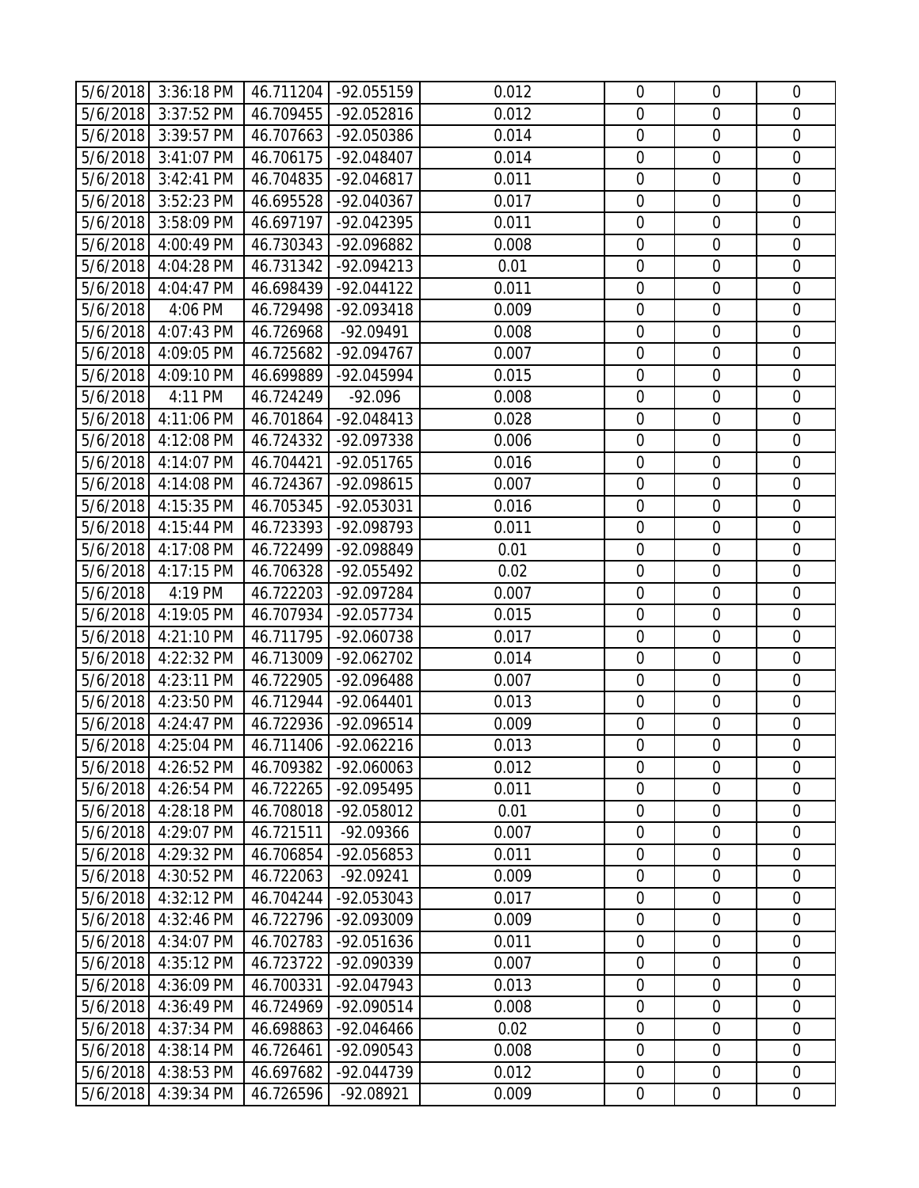| | | | | | | | |
|---|---|---|---|---|---|---|---|
| 5/6/2018 | 3:36:18 PM | 46.711204 | -92.055159 | 0.012 | 0 | 0 | 0 |
| 5/6/2018 | 3:37:52 PM | 46.709455 | -92.052816 | 0.012 | 0 | 0 | 0 |
| 5/6/2018 | 3:39:57 PM | 46.707663 | -92.050386 | 0.014 | 0 | 0 | 0 |
| 5/6/2018 | 3:41:07 PM | 46.706175 | -92.048407 | 0.014 | 0 | 0 | 0 |
| 5/6/2018 | 3:42:41 PM | 46.704835 | -92.046817 | 0.011 | 0 | 0 | 0 |
| 5/6/2018 | 3:52:23 PM | 46.695528 | -92.040367 | 0.017 | 0 | 0 | 0 |
| 5/6/2018 | 3:58:09 PM | 46.697197 | -92.042395 | 0.011 | 0 | 0 | 0 |
| 5/6/2018 | 4:00:49 PM | 46.730343 | -92.096882 | 0.008 | 0 | 0 | 0 |
| 5/6/2018 | 4:04:28 PM | 46.731342 | -92.094213 | 0.01 | 0 | 0 | 0 |
| 5/6/2018 | 4:04:47 PM | 46.698439 | -92.044122 | 0.011 | 0 | 0 | 0 |
| 5/6/2018 | 4:06 PM | 46.729498 | -92.093418 | 0.009 | 0 | 0 | 0 |
| 5/6/2018 | 4:07:43 PM | 46.726968 | -92.09491 | 0.008 | 0 | 0 | 0 |
| 5/6/2018 | 4:09:05 PM | 46.725682 | -92.094767 | 0.007 | 0 | 0 | 0 |
| 5/6/2018 | 4:09:10 PM | 46.699889 | -92.045994 | 0.015 | 0 | 0 | 0 |
| 5/6/2018 | 4:11 PM | 46.724249 | -92.096 | 0.008 | 0 | 0 | 0 |
| 5/6/2018 | 4:11:06 PM | 46.701864 | -92.048413 | 0.028 | 0 | 0 | 0 |
| 5/6/2018 | 4:12:08 PM | 46.724332 | -92.097338 | 0.006 | 0 | 0 | 0 |
| 5/6/2018 | 4:14:07 PM | 46.704421 | -92.051765 | 0.016 | 0 | 0 | 0 |
| 5/6/2018 | 4:14:08 PM | 46.724367 | -92.098615 | 0.007 | 0 | 0 | 0 |
| 5/6/2018 | 4:15:35 PM | 46.705345 | -92.053031 | 0.016 | 0 | 0 | 0 |
| 5/6/2018 | 4:15:44 PM | 46.723393 | -92.098793 | 0.011 | 0 | 0 | 0 |
| 5/6/2018 | 4:17:08 PM | 46.722499 | -92.098849 | 0.01 | 0 | 0 | 0 |
| 5/6/2018 | 4:17:15 PM | 46.706328 | -92.055492 | 0.02 | 0 | 0 | 0 |
| 5/6/2018 | 4:19 PM | 46.722203 | -92.097284 | 0.007 | 0 | 0 | 0 |
| 5/6/2018 | 4:19:05 PM | 46.707934 | -92.057734 | 0.015 | 0 | 0 | 0 |
| 5/6/2018 | 4:21:10 PM | 46.711795 | -92.060738 | 0.017 | 0 | 0 | 0 |
| 5/6/2018 | 4:22:32 PM | 46.713009 | -92.062702 | 0.014 | 0 | 0 | 0 |
| 5/6/2018 | 4:23:11 PM | 46.722905 | -92.096488 | 0.007 | 0 | 0 | 0 |
| 5/6/2018 | 4:23:50 PM | 46.712944 | -92.064401 | 0.013 | 0 | 0 | 0 |
| 5/6/2018 | 4:24:47 PM | 46.722936 | -92.096514 | 0.009 | 0 | 0 | 0 |
| 5/6/2018 | 4:25:04 PM | 46.711406 | -92.062216 | 0.013 | 0 | 0 | 0 |
| 5/6/2018 | 4:26:52 PM | 46.709382 | -92.060063 | 0.012 | 0 | 0 | 0 |
| 5/6/2018 | 4:26:54 PM | 46.722265 | -92.095495 | 0.011 | 0 | 0 | 0 |
| 5/6/2018 | 4:28:18 PM | 46.708018 | -92.058012 | 0.01 | 0 | 0 | 0 |
| 5/6/2018 | 4:29:07 PM | 46.721511 | -92.09366 | 0.007 | 0 | 0 | 0 |
| 5/6/2018 | 4:29:32 PM | 46.706854 | -92.056853 | 0.011 | 0 | 0 | 0 |
| 5/6/2018 | 4:30:52 PM | 46.722063 | -92.09241 | 0.009 | 0 | 0 | 0 |
| 5/6/2018 | 4:32:12 PM | 46.704244 | -92.053043 | 0.017 | 0 | 0 | 0 |
| 5/6/2018 | 4:32:46 PM | 46.722796 | -92.093009 | 0.009 | 0 | 0 | 0 |
| 5/6/2018 | 4:34:07 PM | 46.702783 | -92.051636 | 0.011 | 0 | 0 | 0 |
| 5/6/2018 | 4:35:12 PM | 46.723722 | -92.090339 | 0.007 | 0 | 0 | 0 |
| 5/6/2018 | 4:36:09 PM | 46.700331 | -92.047943 | 0.013 | 0 | 0 | 0 |
| 5/6/2018 | 4:36:49 PM | 46.724969 | -92.090514 | 0.008 | 0 | 0 | 0 |
| 5/6/2018 | 4:37:34 PM | 46.698863 | -92.046466 | 0.02 | 0 | 0 | 0 |
| 5/6/2018 | 4:38:14 PM | 46.726461 | -92.090543 | 0.008 | 0 | 0 | 0 |
| 5/6/2018 | 4:38:53 PM | 46.697682 | -92.044739 | 0.012 | 0 | 0 | 0 |
| 5/6/2018 | 4:39:34 PM | 46.726596 | -92.08921 | 0.009 | 0 | 0 | 0 |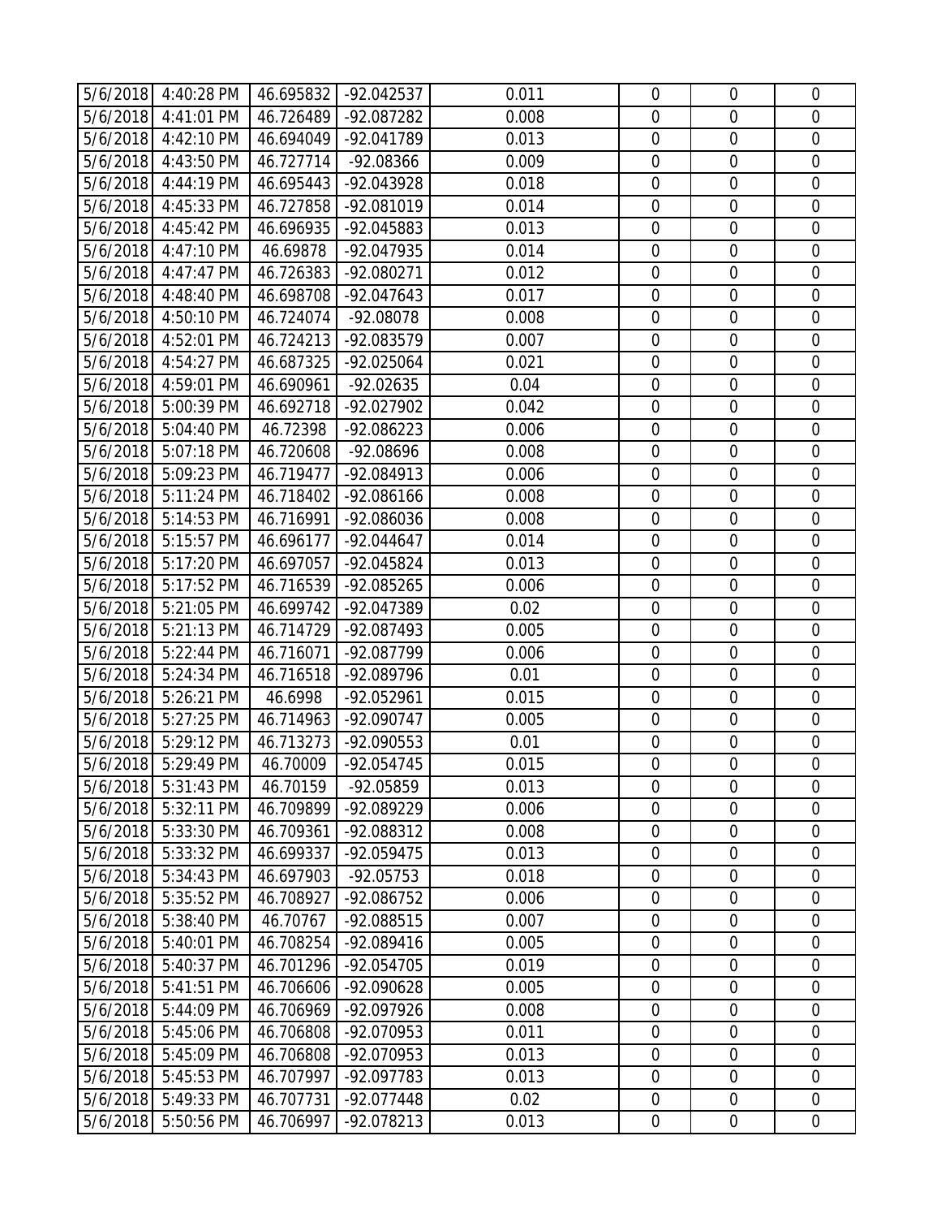| | | | | | | | |
|---|---|---|---|---|---|---|---|
| 5/6/2018 | 4:40:28 PM | 46.695832 | -92.042537 | 0.011 | 0 | 0 | 0 |
| 5/6/2018 | 4:41:01 PM | 46.726489 | -92.087282 | 0.008 | 0 | 0 | 0 |
| 5/6/2018 | 4:42:10 PM | 46.694049 | -92.041789 | 0.013 | 0 | 0 | 0 |
| 5/6/2018 | 4:43:50 PM | 46.727714 | -92.08366 | 0.009 | 0 | 0 | 0 |
| 5/6/2018 | 4:44:19 PM | 46.695443 | -92.043928 | 0.018 | 0 | 0 | 0 |
| 5/6/2018 | 4:45:33 PM | 46.727858 | -92.081019 | 0.014 | 0 | 0 | 0 |
| 5/6/2018 | 4:45:42 PM | 46.696935 | -92.045883 | 0.013 | 0 | 0 | 0 |
| 5/6/2018 | 4:47:10 PM | 46.69878 | -92.047935 | 0.014 | 0 | 0 | 0 |
| 5/6/2018 | 4:47:47 PM | 46.726383 | -92.080271 | 0.012 | 0 | 0 | 0 |
| 5/6/2018 | 4:48:40 PM | 46.698708 | -92.047643 | 0.017 | 0 | 0 | 0 |
| 5/6/2018 | 4:50:10 PM | 46.724074 | -92.08078 | 0.008 | 0 | 0 | 0 |
| 5/6/2018 | 4:52:01 PM | 46.724213 | -92.083579 | 0.007 | 0 | 0 | 0 |
| 5/6/2018 | 4:54:27 PM | 46.687325 | -92.025064 | 0.021 | 0 | 0 | 0 |
| 5/6/2018 | 4:59:01 PM | 46.690961 | -92.02635 | 0.04 | 0 | 0 | 0 |
| 5/6/2018 | 5:00:39 PM | 46.692718 | -92.027902 | 0.042 | 0 | 0 | 0 |
| 5/6/2018 | 5:04:40 PM | 46.72398 | -92.086223 | 0.006 | 0 | 0 | 0 |
| 5/6/2018 | 5:07:18 PM | 46.720608 | -92.08696 | 0.008 | 0 | 0 | 0 |
| 5/6/2018 | 5:09:23 PM | 46.719477 | -92.084913 | 0.006 | 0 | 0 | 0 |
| 5/6/2018 | 5:11:24 PM | 46.718402 | -92.086166 | 0.008 | 0 | 0 | 0 |
| 5/6/2018 | 5:14:53 PM | 46.716991 | -92.086036 | 0.008 | 0 | 0 | 0 |
| 5/6/2018 | 5:15:57 PM | 46.696177 | -92.044647 | 0.014 | 0 | 0 | 0 |
| 5/6/2018 | 5:17:20 PM | 46.697057 | -92.045824 | 0.013 | 0 | 0 | 0 |
| 5/6/2018 | 5:17:52 PM | 46.716539 | -92.085265 | 0.006 | 0 | 0 | 0 |
| 5/6/2018 | 5:21:05 PM | 46.699742 | -92.047389 | 0.02 | 0 | 0 | 0 |
| 5/6/2018 | 5:21:13 PM | 46.714729 | -92.087493 | 0.005 | 0 | 0 | 0 |
| 5/6/2018 | 5:22:44 PM | 46.716071 | -92.087799 | 0.006 | 0 | 0 | 0 |
| 5/6/2018 | 5:24:34 PM | 46.716518 | -92.089796 | 0.01 | 0 | 0 | 0 |
| 5/6/2018 | 5:26:21 PM | 46.6998 | -92.052961 | 0.015 | 0 | 0 | 0 |
| 5/6/2018 | 5:27:25 PM | 46.714963 | -92.090747 | 0.005 | 0 | 0 | 0 |
| 5/6/2018 | 5:29:12 PM | 46.713273 | -92.090553 | 0.01 | 0 | 0 | 0 |
| 5/6/2018 | 5:29:49 PM | 46.70009 | -92.054745 | 0.015 | 0 | 0 | 0 |
| 5/6/2018 | 5:31:43 PM | 46.70159 | -92.05859 | 0.013 | 0 | 0 | 0 |
| 5/6/2018 | 5:32:11 PM | 46.709899 | -92.089229 | 0.006 | 0 | 0 | 0 |
| 5/6/2018 | 5:33:30 PM | 46.709361 | -92.088312 | 0.008 | 0 | 0 | 0 |
| 5/6/2018 | 5:33:32 PM | 46.699337 | -92.059475 | 0.013 | 0 | 0 | 0 |
| 5/6/2018 | 5:34:43 PM | 46.697903 | -92.05753 | 0.018 | 0 | 0 | 0 |
| 5/6/2018 | 5:35:52 PM | 46.708927 | -92.086752 | 0.006 | 0 | 0 | 0 |
| 5/6/2018 | 5:38:40 PM | 46.70767 | -92.088515 | 0.007 | 0 | 0 | 0 |
| 5/6/2018 | 5:40:01 PM | 46.708254 | -92.089416 | 0.005 | 0 | 0 | 0 |
| 5/6/2018 | 5:40:37 PM | 46.701296 | -92.054705 | 0.019 | 0 | 0 | 0 |
| 5/6/2018 | 5:41:51 PM | 46.706606 | -92.090628 | 0.005 | 0 | 0 | 0 |
| 5/6/2018 | 5:44:09 PM | 46.706969 | -92.097926 | 0.008 | 0 | 0 | 0 |
| 5/6/2018 | 5:45:06 PM | 46.706808 | -92.070953 | 0.011 | 0 | 0 | 0 |
| 5/6/2018 | 5:45:09 PM | 46.706808 | -92.070953 | 0.013 | 0 | 0 | 0 |
| 5/6/2018 | 5:45:53 PM | 46.707997 | -92.097783 | 0.013 | 0 | 0 | 0 |
| 5/6/2018 | 5:49:33 PM | 46.707731 | -92.077448 | 0.02 | 0 | 0 | 0 |
| 5/6/2018 | 5:50:56 PM | 46.706997 | -92.078213 | 0.013 | 0 | 0 | 0 |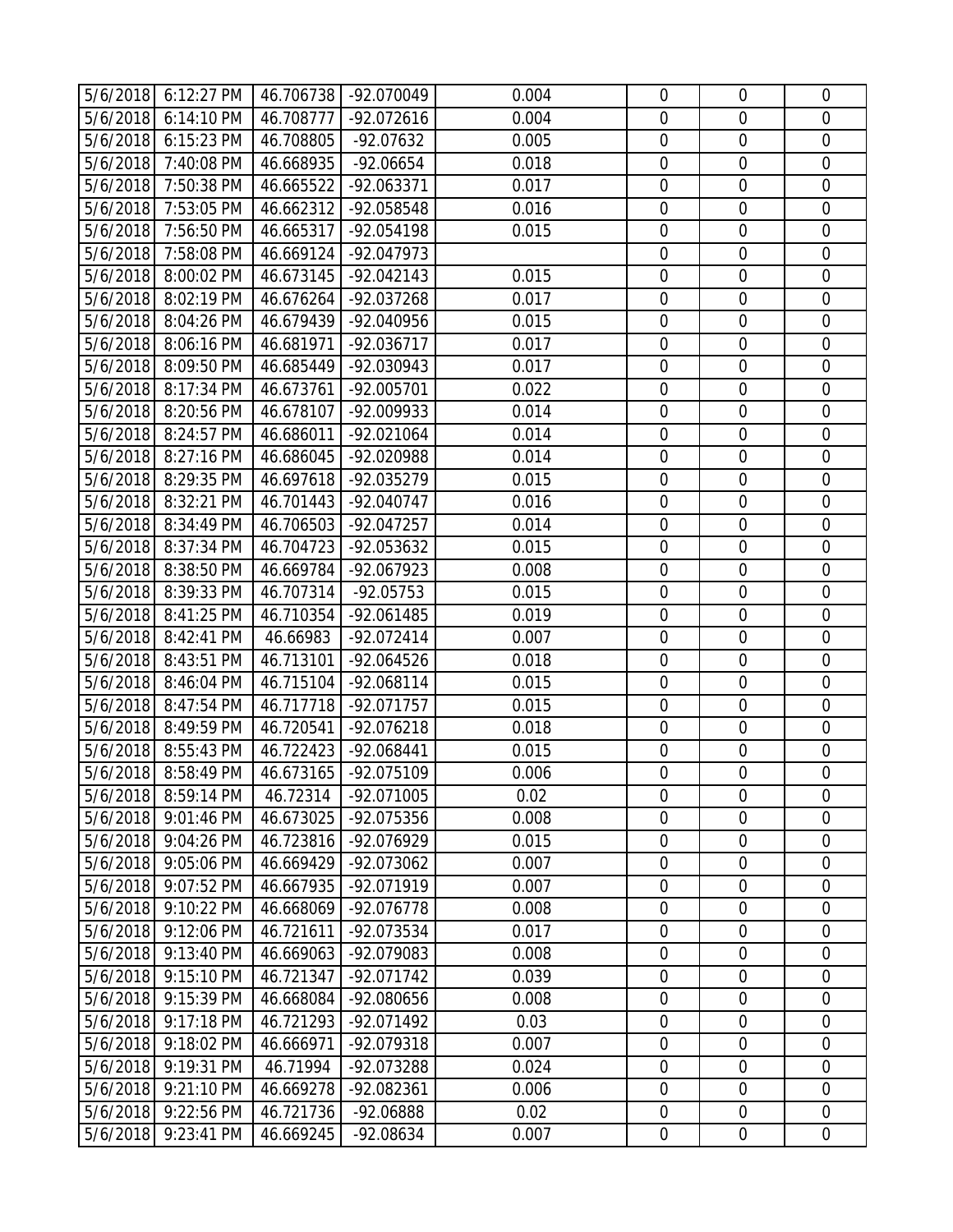| | | | | | | | |
|---|---|---|---|---|---|---|---|
| 5/6/2018 | 6:12:27 PM | 46.706738 | -92.070049 | 0.004 | 0 | 0 | 0 |
| 5/6/2018 | 6:14:10 PM | 46.708777 | -92.072616 | 0.004 | 0 | 0 | 0 |
| 5/6/2018 | 6:15:23 PM | 46.708805 | -92.07632 | 0.005 | 0 | 0 | 0 |
| 5/6/2018 | 7:40:08 PM | 46.668935 | -92.06654 | 0.018 | 0 | 0 | 0 |
| 5/6/2018 | 7:50:38 PM | 46.665522 | -92.063371 | 0.017 | 0 | 0 | 0 |
| 5/6/2018 | 7:53:05 PM | 46.662312 | -92.058548 | 0.016 | 0 | 0 | 0 |
| 5/6/2018 | 7:56:50 PM | 46.665317 | -92.054198 | 0.015 | 0 | 0 | 0 |
| 5/6/2018 | 7:58:08 PM | 46.669124 | -92.047973 | | 0 | 0 | 0 |
| 5/6/2018 | 8:00:02 PM | 46.673145 | -92.042143 | 0.015 | 0 | 0 | 0 |
| 5/6/2018 | 8:02:19 PM | 46.676264 | -92.037268 | 0.017 | 0 | 0 | 0 |
| 5/6/2018 | 8:04:26 PM | 46.679439 | -92.040956 | 0.015 | 0 | 0 | 0 |
| 5/6/2018 | 8:06:16 PM | 46.681971 | -92.036717 | 0.017 | 0 | 0 | 0 |
| 5/6/2018 | 8:09:50 PM | 46.685449 | -92.030943 | 0.017 | 0 | 0 | 0 |
| 5/6/2018 | 8:17:34 PM | 46.673761 | -92.005701 | 0.022 | 0 | 0 | 0 |
| 5/6/2018 | 8:20:56 PM | 46.678107 | -92.009933 | 0.014 | 0 | 0 | 0 |
| 5/6/2018 | 8:24:57 PM | 46.686011 | -92.021064 | 0.014 | 0 | 0 | 0 |
| 5/6/2018 | 8:27:16 PM | 46.686045 | -92.020988 | 0.014 | 0 | 0 | 0 |
| 5/6/2018 | 8:29:35 PM | 46.697618 | -92.035279 | 0.015 | 0 | 0 | 0 |
| 5/6/2018 | 8:32:21 PM | 46.701443 | -92.040747 | 0.016 | 0 | 0 | 0 |
| 5/6/2018 | 8:34:49 PM | 46.706503 | -92.047257 | 0.014 | 0 | 0 | 0 |
| 5/6/2018 | 8:37:34 PM | 46.704723 | -92.053632 | 0.015 | 0 | 0 | 0 |
| 5/6/2018 | 8:38:50 PM | 46.669784 | -92.067923 | 0.008 | 0 | 0 | 0 |
| 5/6/2018 | 8:39:33 PM | 46.707314 | -92.05753 | 0.015 | 0 | 0 | 0 |
| 5/6/2018 | 8:41:25 PM | 46.710354 | -92.061485 | 0.019 | 0 | 0 | 0 |
| 5/6/2018 | 8:42:41 PM | 46.66983 | -92.072414 | 0.007 | 0 | 0 | 0 |
| 5/6/2018 | 8:43:51 PM | 46.713101 | -92.064526 | 0.018 | 0 | 0 | 0 |
| 5/6/2018 | 8:46:04 PM | 46.715104 | -92.068114 | 0.015 | 0 | 0 | 0 |
| 5/6/2018 | 8:47:54 PM | 46.717718 | -92.071757 | 0.015 | 0 | 0 | 0 |
| 5/6/2018 | 8:49:59 PM | 46.720541 | -92.076218 | 0.018 | 0 | 0 | 0 |
| 5/6/2018 | 8:55:43 PM | 46.722423 | -92.068441 | 0.015 | 0 | 0 | 0 |
| 5/6/2018 | 8:58:49 PM | 46.673165 | -92.075109 | 0.006 | 0 | 0 | 0 |
| 5/6/2018 | 8:59:14 PM | 46.72314 | -92.071005 | 0.02 | 0 | 0 | 0 |
| 5/6/2018 | 9:01:46 PM | 46.673025 | -92.075356 | 0.008 | 0 | 0 | 0 |
| 5/6/2018 | 9:04:26 PM | 46.723816 | -92.076929 | 0.015 | 0 | 0 | 0 |
| 5/6/2018 | 9:05:06 PM | 46.669429 | -92.073062 | 0.007 | 0 | 0 | 0 |
| 5/6/2018 | 9:07:52 PM | 46.667935 | -92.071919 | 0.007 | 0 | 0 | 0 |
| 5/6/2018 | 9:10:22 PM | 46.668069 | -92.076778 | 0.008 | 0 | 0 | 0 |
| 5/6/2018 | 9:12:06 PM | 46.721611 | -92.073534 | 0.017 | 0 | 0 | 0 |
| 5/6/2018 | 9:13:40 PM | 46.669063 | -92.079083 | 0.008 | 0 | 0 | 0 |
| 5/6/2018 | 9:15:10 PM | 46.721347 | -92.071742 | 0.039 | 0 | 0 | 0 |
| 5/6/2018 | 9:15:39 PM | 46.668084 | -92.080656 | 0.008 | 0 | 0 | 0 |
| 5/6/2018 | 9:17:18 PM | 46.721293 | -92.071492 | 0.03 | 0 | 0 | 0 |
| 5/6/2018 | 9:18:02 PM | 46.666971 | -92.079318 | 0.007 | 0 | 0 | 0 |
| 5/6/2018 | 9:19:31 PM | 46.71994 | -92.073288 | 0.024 | 0 | 0 | 0 |
| 5/6/2018 | 9:21:10 PM | 46.669278 | -92.082361 | 0.006 | 0 | 0 | 0 |
| 5/6/2018 | 9:22:56 PM | 46.721736 | -92.06888 | 0.02 | 0 | 0 | 0 |
| 5/6/2018 | 9:23:41 PM | 46.669245 | -92.08634 | 0.007 | 0 | 0 | 0 |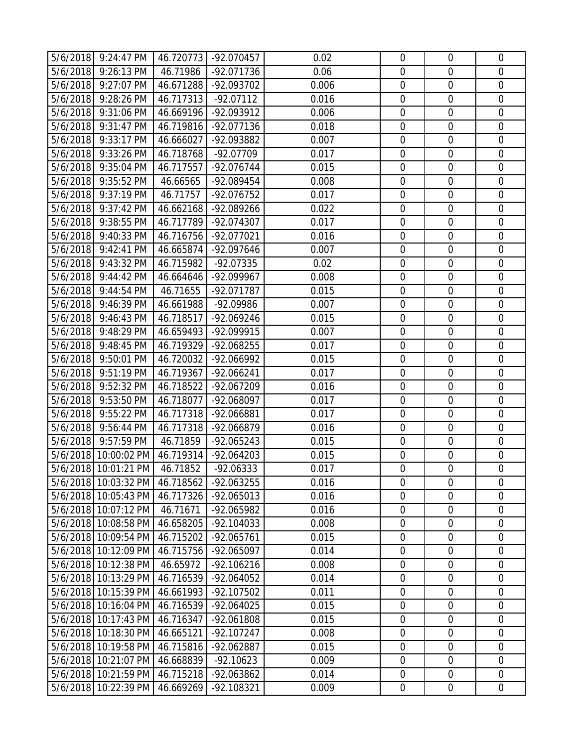| | | | | | | | |
|---|---|---|---|---|---|---|---|
| 5/6/2018 | 9:24:47 PM | 46.720773 | -92.070457 | 0.02 | 0 | 0 | 0 |
| 5/6/2018 | 9:26:13 PM | 46.71986 | -92.071736 | 0.06 | 0 | 0 | 0 |
| 5/6/2018 | 9:27:07 PM | 46.671288 | -92.093702 | 0.006 | 0 | 0 | 0 |
| 5/6/2018 | 9:28:26 PM | 46.717313 | -92.07112 | 0.016 | 0 | 0 | 0 |
| 5/6/2018 | 9:31:06 PM | 46.669196 | -92.093912 | 0.006 | 0 | 0 | 0 |
| 5/6/2018 | 9:31:47 PM | 46.719816 | -92.077136 | 0.018 | 0 | 0 | 0 |
| 5/6/2018 | 9:33:17 PM | 46.666027 | -92.093882 | 0.007 | 0 | 0 | 0 |
| 5/6/2018 | 9:33:26 PM | 46.718768 | -92.07709 | 0.017 | 0 | 0 | 0 |
| 5/6/2018 | 9:35:04 PM | 46.717557 | -92.076744 | 0.015 | 0 | 0 | 0 |
| 5/6/2018 | 9:35:52 PM | 46.66565 | -92.089454 | 0.008 | 0 | 0 | 0 |
| 5/6/2018 | 9:37:19 PM | 46.71757 | -92.076752 | 0.017 | 0 | 0 | 0 |
| 5/6/2018 | 9:37:42 PM | 46.662168 | -92.089266 | 0.022 | 0 | 0 | 0 |
| 5/6/2018 | 9:38:55 PM | 46.717789 | -92.074307 | 0.017 | 0 | 0 | 0 |
| 5/6/2018 | 9:40:33 PM | 46.716756 | -92.077021 | 0.016 | 0 | 0 | 0 |
| 5/6/2018 | 9:42:41 PM | 46.665874 | -92.097646 | 0.007 | 0 | 0 | 0 |
| 5/6/2018 | 9:43:32 PM | 46.715982 | -92.07335 | 0.02 | 0 | 0 | 0 |
| 5/6/2018 | 9:44:42 PM | 46.664646 | -92.099967 | 0.008 | 0 | 0 | 0 |
| 5/6/2018 | 9:44:54 PM | 46.71655 | -92.071787 | 0.015 | 0 | 0 | 0 |
| 5/6/2018 | 9:46:39 PM | 46.661988 | -92.09986 | 0.007 | 0 | 0 | 0 |
| 5/6/2018 | 9:46:43 PM | 46.718517 | -92.069246 | 0.015 | 0 | 0 | 0 |
| 5/6/2018 | 9:48:29 PM | 46.659493 | -92.099915 | 0.007 | 0 | 0 | 0 |
| 5/6/2018 | 9:48:45 PM | 46.719329 | -92.068255 | 0.017 | 0 | 0 | 0 |
| 5/6/2018 | 9:50:01 PM | 46.720032 | -92.066992 | 0.015 | 0 | 0 | 0 |
| 5/6/2018 | 9:51:19 PM | 46.719367 | -92.066241 | 0.017 | 0 | 0 | 0 |
| 5/6/2018 | 9:52:32 PM | 46.718522 | -92.067209 | 0.016 | 0 | 0 | 0 |
| 5/6/2018 | 9:53:50 PM | 46.718077 | -92.068097 | 0.017 | 0 | 0 | 0 |
| 5/6/2018 | 9:55:22 PM | 46.717318 | -92.066881 | 0.017 | 0 | 0 | 0 |
| 5/6/2018 | 9:56:44 PM | 46.717318 | -92.066879 | 0.016 | 0 | 0 | 0 |
| 5/6/2018 | 9:57:59 PM | 46.71859 | -92.065243 | 0.015 | 0 | 0 | 0 |
| 5/6/2018 | 10:00:02 PM | 46.719314 | -92.064203 | 0.015 | 0 | 0 | 0 |
| 5/6/2018 | 10:01:21 PM | 46.71852 | -92.06333 | 0.017 | 0 | 0 | 0 |
| 5/6/2018 | 10:03:32 PM | 46.718562 | -92.063255 | 0.016 | 0 | 0 | 0 |
| 5/6/2018 | 10:05:43 PM | 46.717326 | -92.065013 | 0.016 | 0 | 0 | 0 |
| 5/6/2018 | 10:07:12 PM | 46.71671 | -92.065982 | 0.016 | 0 | 0 | 0 |
| 5/6/2018 | 10:08:58 PM | 46.658205 | -92.104033 | 0.008 | 0 | 0 | 0 |
| 5/6/2018 | 10:09:54 PM | 46.715202 | -92.065761 | 0.015 | 0 | 0 | 0 |
| 5/6/2018 | 10:12:09 PM | 46.715756 | -92.065097 | 0.014 | 0 | 0 | 0 |
| 5/6/2018 | 10:12:38 PM | 46.65972 | -92.106216 | 0.008 | 0 | 0 | 0 |
| 5/6/2018 | 10:13:29 PM | 46.716539 | -92.064052 | 0.014 | 0 | 0 | 0 |
| 5/6/2018 | 10:15:39 PM | 46.661993 | -92.107502 | 0.011 | 0 | 0 | 0 |
| 5/6/2018 | 10:16:04 PM | 46.716539 | -92.064025 | 0.015 | 0 | 0 | 0 |
| 5/6/2018 | 10:17:43 PM | 46.716347 | -92.061808 | 0.015 | 0 | 0 | 0 |
| 5/6/2018 | 10:18:30 PM | 46.665121 | -92.107247 | 0.008 | 0 | 0 | 0 |
| 5/6/2018 | 10:19:58 PM | 46.715816 | -92.062887 | 0.015 | 0 | 0 | 0 |
| 5/6/2018 | 10:21:07 PM | 46.668839 | -92.10623 | 0.009 | 0 | 0 | 0 |
| 5/6/2018 | 10:21:59 PM | 46.715218 | -92.063862 | 0.014 | 0 | 0 | 0 |
| 5/6/2018 | 10:22:39 PM | 46.669269 | -92.108321 | 0.009 | 0 | 0 | 0 |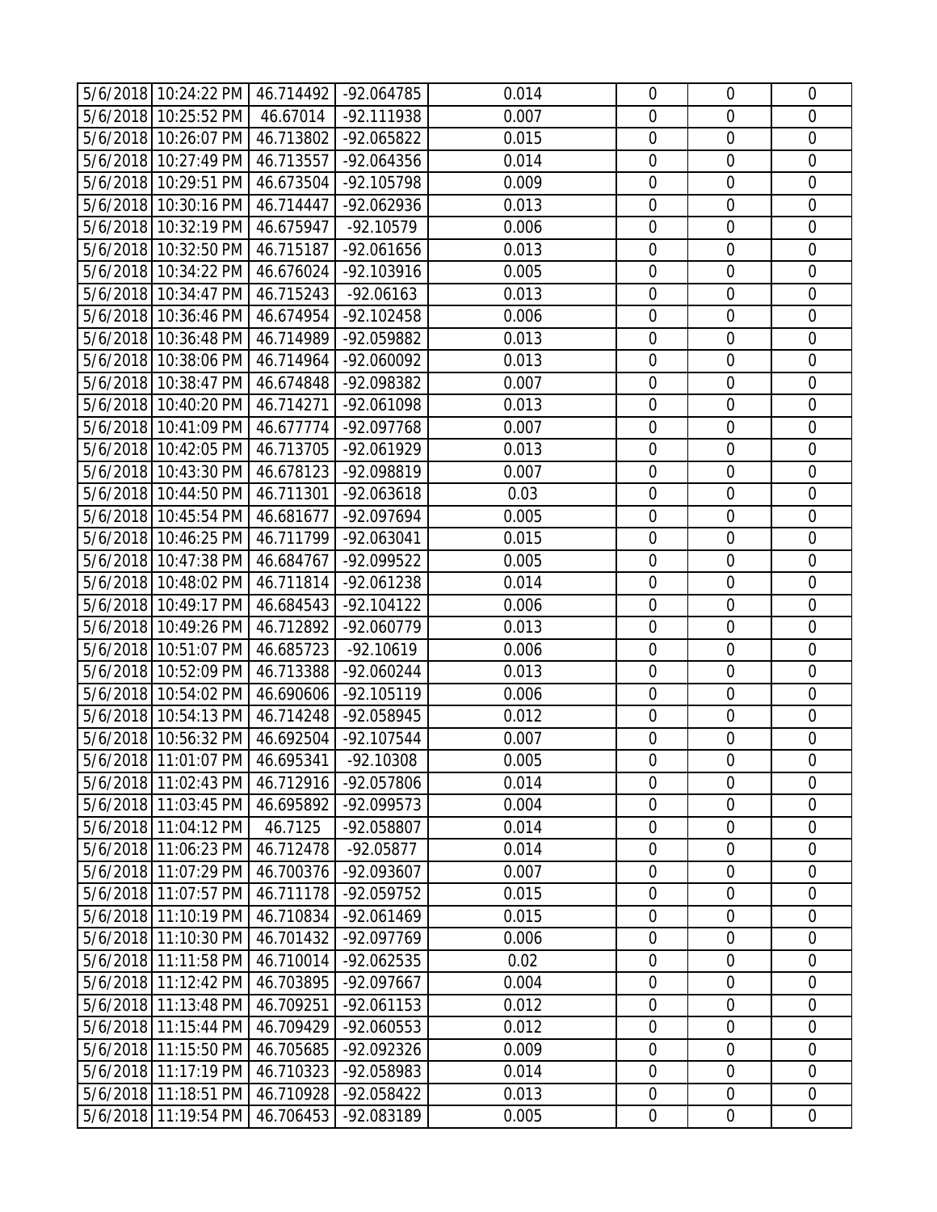| | | | | | | | |
|---|---|---|---|---|---|---|---|
| 5/6/2018 | 10:24:22 PM | 46.714492 | -92.064785 | 0.014 | 0 | 0 | 0 |
| 5/6/2018 | 10:25:52 PM | 46.67014 | -92.111938 | 0.007 | 0 | 0 | 0 |
| 5/6/2018 | 10:26:07 PM | 46.713802 | -92.065822 | 0.015 | 0 | 0 | 0 |
| 5/6/2018 | 10:27:49 PM | 46.713557 | -92.064356 | 0.014 | 0 | 0 | 0 |
| 5/6/2018 | 10:29:51 PM | 46.673504 | -92.105798 | 0.009 | 0 | 0 | 0 |
| 5/6/2018 | 10:30:16 PM | 46.714447 | -92.062936 | 0.013 | 0 | 0 | 0 |
| 5/6/2018 | 10:32:19 PM | 46.675947 | -92.10579 | 0.006 | 0 | 0 | 0 |
| 5/6/2018 | 10:32:50 PM | 46.715187 | -92.061656 | 0.013 | 0 | 0 | 0 |
| 5/6/2018 | 10:34:22 PM | 46.676024 | -92.103916 | 0.005 | 0 | 0 | 0 |
| 5/6/2018 | 10:34:47 PM | 46.715243 | -92.06163 | 0.013 | 0 | 0 | 0 |
| 5/6/2018 | 10:36:46 PM | 46.674954 | -92.102458 | 0.006 | 0 | 0 | 0 |
| 5/6/2018 | 10:36:48 PM | 46.714989 | -92.059882 | 0.013 | 0 | 0 | 0 |
| 5/6/2018 | 10:38:06 PM | 46.714964 | -92.060092 | 0.013 | 0 | 0 | 0 |
| 5/6/2018 | 10:38:47 PM | 46.674848 | -92.098382 | 0.007 | 0 | 0 | 0 |
| 5/6/2018 | 10:40:20 PM | 46.714271 | -92.061098 | 0.013 | 0 | 0 | 0 |
| 5/6/2018 | 10:41:09 PM | 46.677774 | -92.097768 | 0.007 | 0 | 0 | 0 |
| 5/6/2018 | 10:42:05 PM | 46.713705 | -92.061929 | 0.013 | 0 | 0 | 0 |
| 5/6/2018 | 10:43:30 PM | 46.678123 | -92.098819 | 0.007 | 0 | 0 | 0 |
| 5/6/2018 | 10:44:50 PM | 46.711301 | -92.063618 | 0.03 | 0 | 0 | 0 |
| 5/6/2018 | 10:45:54 PM | 46.681677 | -92.097694 | 0.005 | 0 | 0 | 0 |
| 5/6/2018 | 10:46:25 PM | 46.711799 | -92.063041 | 0.015 | 0 | 0 | 0 |
| 5/6/2018 | 10:47:38 PM | 46.684767 | -92.099522 | 0.005 | 0 | 0 | 0 |
| 5/6/2018 | 10:48:02 PM | 46.711814 | -92.061238 | 0.014 | 0 | 0 | 0 |
| 5/6/2018 | 10:49:17 PM | 46.684543 | -92.104122 | 0.006 | 0 | 0 | 0 |
| 5/6/2018 | 10:49:26 PM | 46.712892 | -92.060779 | 0.013 | 0 | 0 | 0 |
| 5/6/2018 | 10:51:07 PM | 46.685723 | -92.10619 | 0.006 | 0 | 0 | 0 |
| 5/6/2018 | 10:52:09 PM | 46.713388 | -92.060244 | 0.013 | 0 | 0 | 0 |
| 5/6/2018 | 10:54:02 PM | 46.690606 | -92.105119 | 0.006 | 0 | 0 | 0 |
| 5/6/2018 | 10:54:13 PM | 46.714248 | -92.058945 | 0.012 | 0 | 0 | 0 |
| 5/6/2018 | 10:56:32 PM | 46.692504 | -92.107544 | 0.007 | 0 | 0 | 0 |
| 5/6/2018 | 11:01:07 PM | 46.695341 | -92.10308 | 0.005 | 0 | 0 | 0 |
| 5/6/2018 | 11:02:43 PM | 46.712916 | -92.057806 | 0.014 | 0 | 0 | 0 |
| 5/6/2018 | 11:03:45 PM | 46.695892 | -92.099573 | 0.004 | 0 | 0 | 0 |
| 5/6/2018 | 11:04:12 PM | 46.7125 | -92.058807 | 0.014 | 0 | 0 | 0 |
| 5/6/2018 | 11:06:23 PM | 46.712478 | -92.05877 | 0.014 | 0 | 0 | 0 |
| 5/6/2018 | 11:07:29 PM | 46.700376 | -92.093607 | 0.007 | 0 | 0 | 0 |
| 5/6/2018 | 11:07:57 PM | 46.711178 | -92.059752 | 0.015 | 0 | 0 | 0 |
| 5/6/2018 | 11:10:19 PM | 46.710834 | -92.061469 | 0.015 | 0 | 0 | 0 |
| 5/6/2018 | 11:10:30 PM | 46.701432 | -92.097769 | 0.006 | 0 | 0 | 0 |
| 5/6/2018 | 11:11:58 PM | 46.710014 | -92.062535 | 0.02 | 0 | 0 | 0 |
| 5/6/2018 | 11:12:42 PM | 46.703895 | -92.097667 | 0.004 | 0 | 0 | 0 |
| 5/6/2018 | 11:13:48 PM | 46.709251 | -92.061153 | 0.012 | 0 | 0 | 0 |
| 5/6/2018 | 11:15:44 PM | 46.709429 | -92.060553 | 0.012 | 0 | 0 | 0 |
| 5/6/2018 | 11:15:50 PM | 46.705685 | -92.092326 | 0.009 | 0 | 0 | 0 |
| 5/6/2018 | 11:17:19 PM | 46.710323 | -92.058983 | 0.014 | 0 | 0 | 0 |
| 5/6/2018 | 11:18:51 PM | 46.710928 | -92.058422 | 0.013 | 0 | 0 | 0 |
| 5/6/2018 | 11:19:54 PM | 46.706453 | -92.083189 | 0.005 | 0 | 0 | 0 |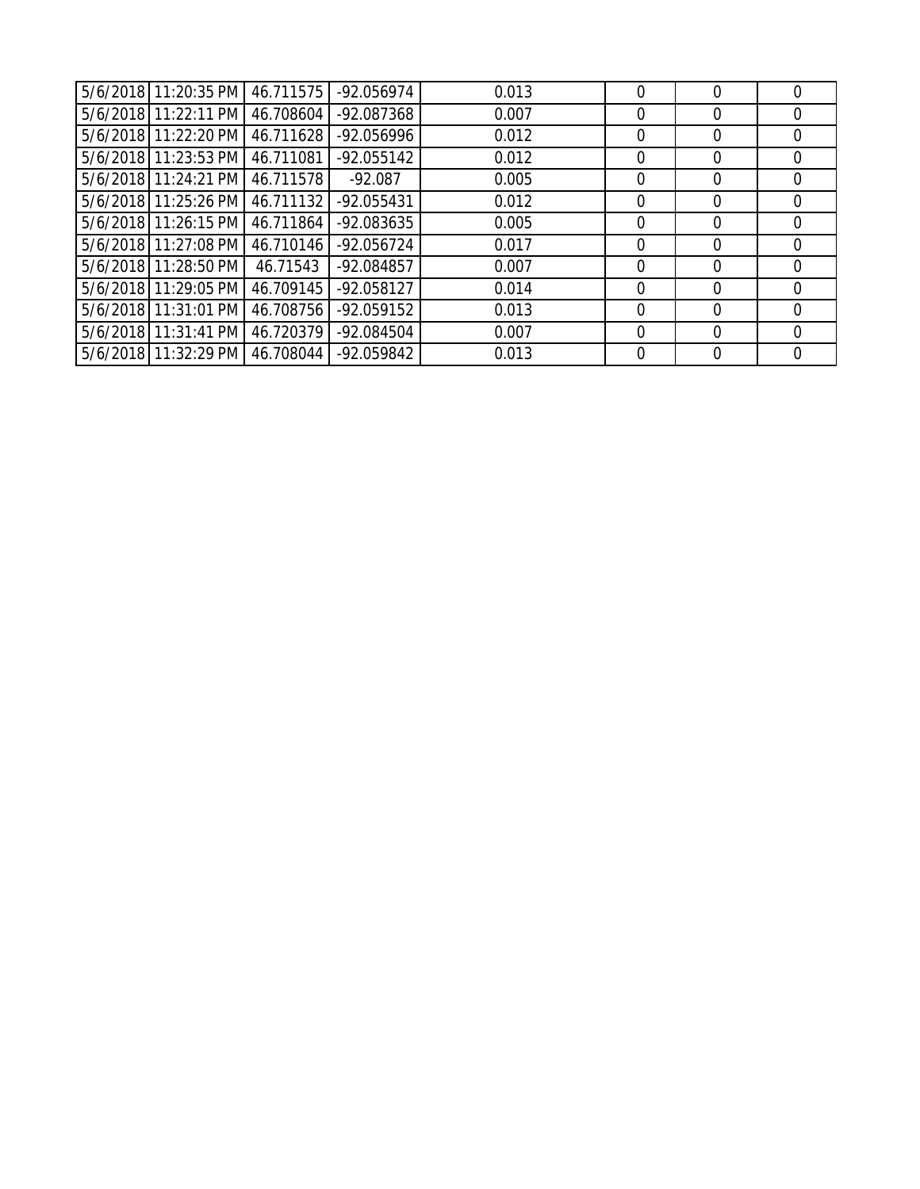| | | | | | | | |
|---|---|---|---|---|---|---|---|
| 5/6/2018 | 11:20:35 PM | 46.711575 | -92.056974 | 0.013 | 0 | 0 | 0 |
| 5/6/2018 | 11:22:11 PM | 46.708604 | -92.087368 | 0.007 | 0 | 0 | 0 |
| 5/6/2018 | 11:22:20 PM | 46.711628 | -92.056996 | 0.012 | 0 | 0 | 0 |
| 5/6/2018 | 11:23:53 PM | 46.711081 | -92.055142 | 0.012 | 0 | 0 | 0 |
| 5/6/2018 | 11:24:21 PM | 46.711578 | -92.087 | 0.005 | 0 | 0 | 0 |
| 5/6/2018 | 11:25:26 PM | 46.711132 | -92.055431 | 0.012 | 0 | 0 | 0 |
| 5/6/2018 | 11:26:15 PM | 46.711864 | -92.083635 | 0.005 | 0 | 0 | 0 |
| 5/6/2018 | 11:27:08 PM | 46.710146 | -92.056724 | 0.017 | 0 | 0 | 0 |
| 5/6/2018 | 11:28:50 PM | 46.71543 | -92.084857 | 0.007 | 0 | 0 | 0 |
| 5/6/2018 | 11:29:05 PM | 46.709145 | -92.058127 | 0.014 | 0 | 0 | 0 |
| 5/6/2018 | 11:31:01 PM | 46.708756 | -92.059152 | 0.013 | 0 | 0 | 0 |
| 5/6/2018 | 11:31:41 PM | 46.720379 | -92.084504 | 0.007 | 0 | 0 | 0 |
| 5/6/2018 | 11:32:29 PM | 46.708044 | -92.059842 | 0.013 | 0 | 0 | 0 |